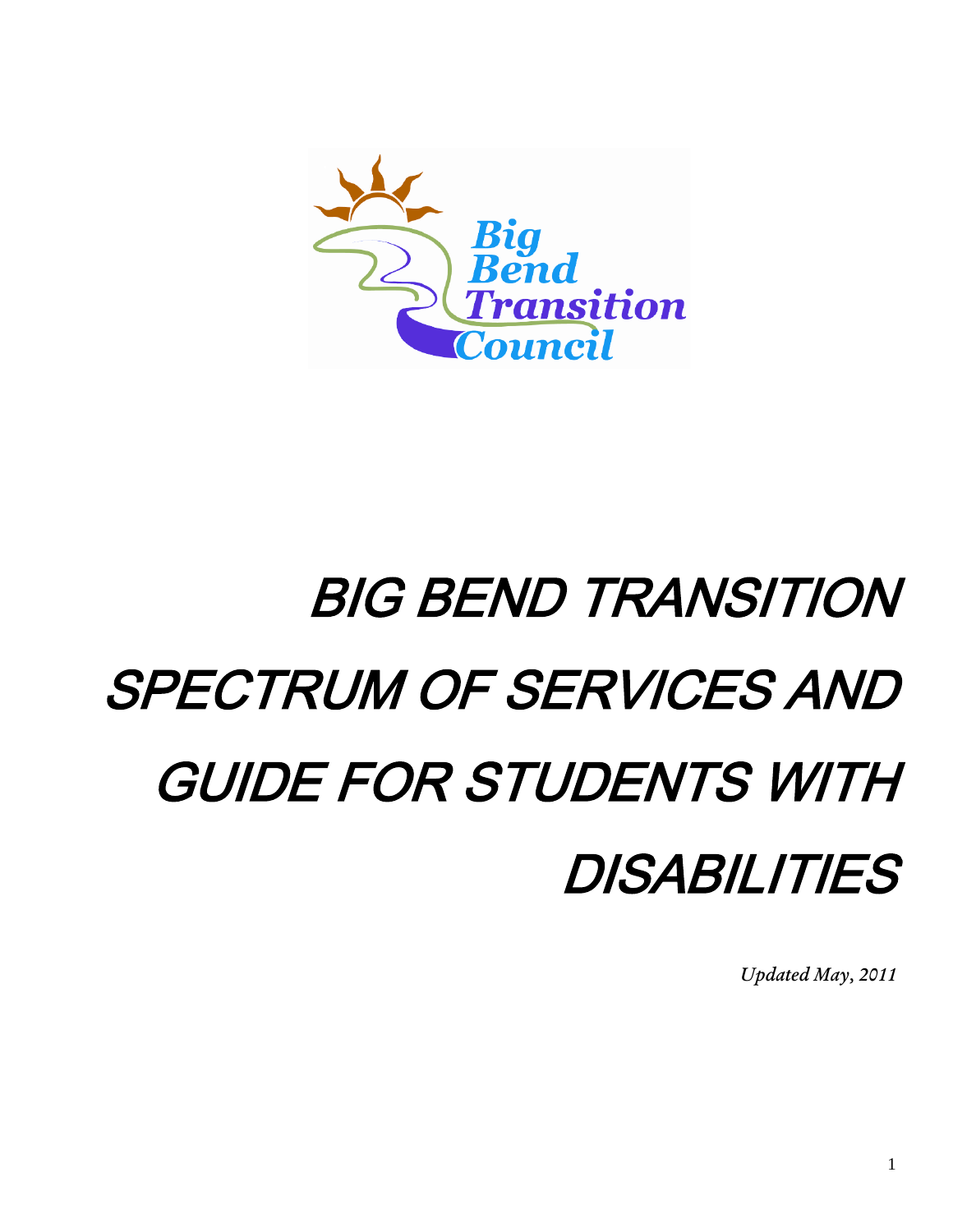Big Bend Transition Council

# BIG BEND TRANSITION SPECTRUM OF SERVICES AND GUIDE FOR STUDENTS WITH DISABILITIES

*Updated May, 2011*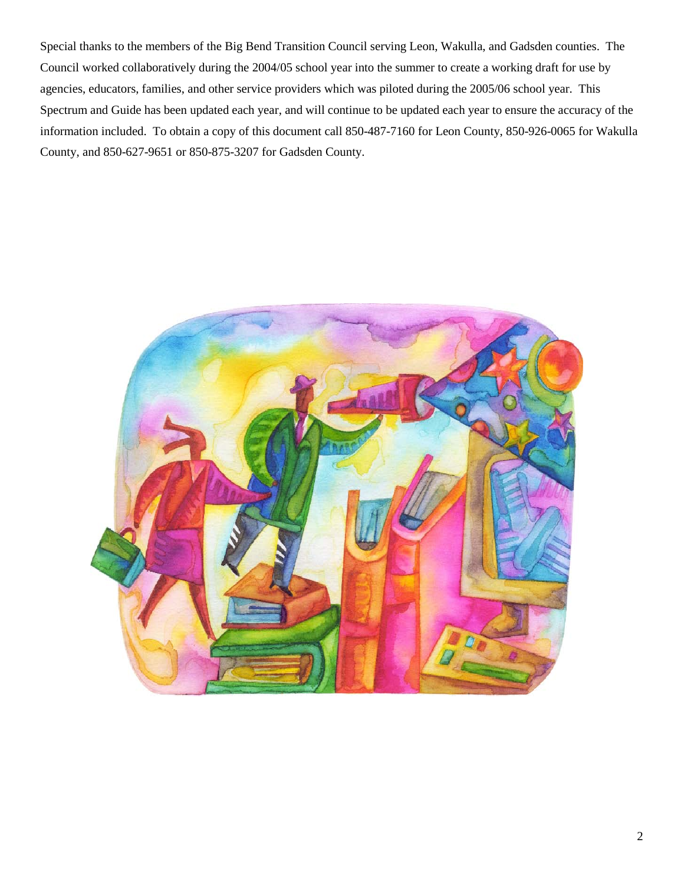Special thanks to the members of the Big Bend Transition Council serving Leon, Wakulla, and Gadsden counties. The Council worked collaboratively during the 2004/05 school year into the summer to create a working draft for use by agencies, educators, families, and other service providers which was piloted during the 2005/06 school year. This Spectrum and Guide has been updated each year, and will continue to be updated each year to ensure the accuracy of the information included. To obtain a copy of this document call 850-487-7160 for Leon County, 850-926-0065 for Wakulla County, and 850-627-9651 or 850-875-3207 for Gadsden County.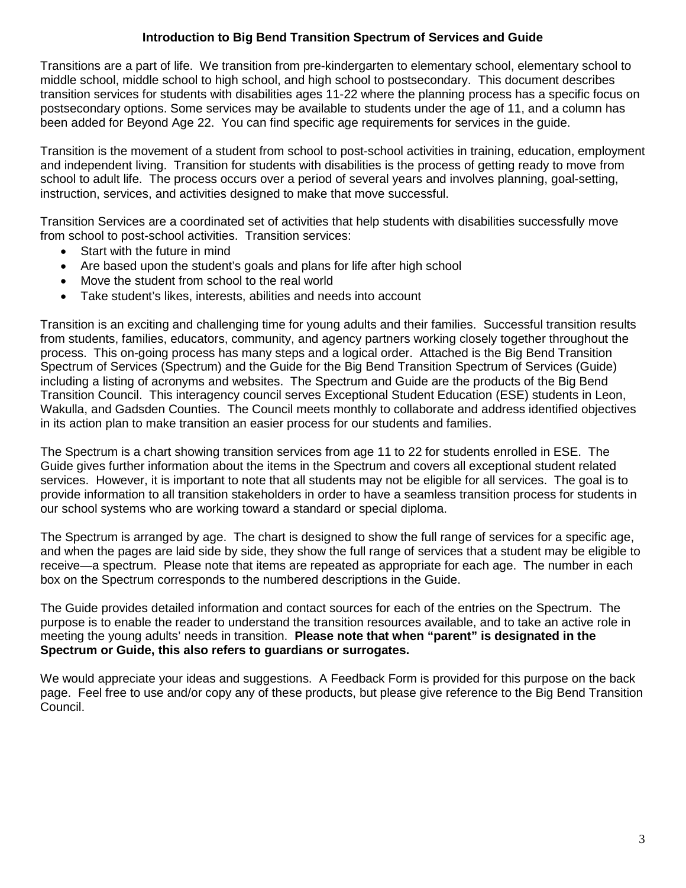# Introduction to Big Bend Transition Spectrum of Services and Guide

Transitions are a part of life. We transition from pre-kindergarten to elementary school, elementary school to middle school, middle school to high school, and high school to postsecondary. This document describes transition services for students with disabilities ages 11-22 where the planning process has a specific focus on postsecondary options. Some services may be available to students under the age of 11, and a column has been added for Beyond Age 22. You can find specific age requirements for services in the guide.

Transition is the movement of a student from school to post-school activities in training, education, employment and independent living. Transition for students with disabilities is the process of getting ready to move from school to adult life. The process occurs over a period of several years and involves planning, goal-setting, instruction, services, and activities designed to make that move successful.

Transition Services are a coordinated set of activities that help students with disabilities successfully move from school to post-school activities. Transition services:

- Start with the future in mind
- Are based upon the student's goals and plans for life after high school
- Move the student from school to the real world
- Take student's likes, interests, abilities and needs into account

Transition is an exciting and challenging time for young adults and their families. Successful transition results from students, families, educators, community, and agency partners working closely together throughout the process. This on-going process has many steps and a logical order. Attached is the Big Bend Transition Spectrum of Services (Spectrum) and the Guide for the Big Bend Transition Spectrum of Services (Guide) including a listing of acronyms and websites. The Spectrum and Guide are the products of the Big Bend Transition Council. This interagency council serves Exceptional Student Education (ESE) students in Leon, Wakulla, and Gadsden Counties. The Council meets monthly to collaborate and address identified objectives in its action plan to make transition an easier process for our students and families.

The Spectrum is a chart showing transition services from age 11 to 22 for students enrolled in ESE. The Guide gives further information about the items in the Spectrum and covers all exceptional student related services. However, it is important to note that all students may not be eligible for all services. The goal is to provide information to all transition stakeholders in order to have a seamless transition process for students in our school systems who are working toward a standard or special diploma.

The Spectrum is arranged by age. The chart is designed to show the full range of services for a specific age, and when the pages are laid side by side, they show the full range of services that a student may be eligible to receive—a spectrum. Please note that items are repeated as appropriate for each age. The number in each box on the Spectrum corresponds to the numbered descriptions in the Guide.

The Guide provides detailed information and contact sources for each of the entries on the Spectrum. The purpose is to enable the reader to understand the transition resources available, and to take an active role in meeting the young adults' needs in transition. **Please note that when "parent" is designated in the Spectrum or Guide, this also refers to guardians or surrogates.**

We would appreciate your ideas and suggestions. A Feedback Form is provided for this purpose on the back page. Feel free to use and/or copy any of these products, but please give reference to the Big Bend Transition Council.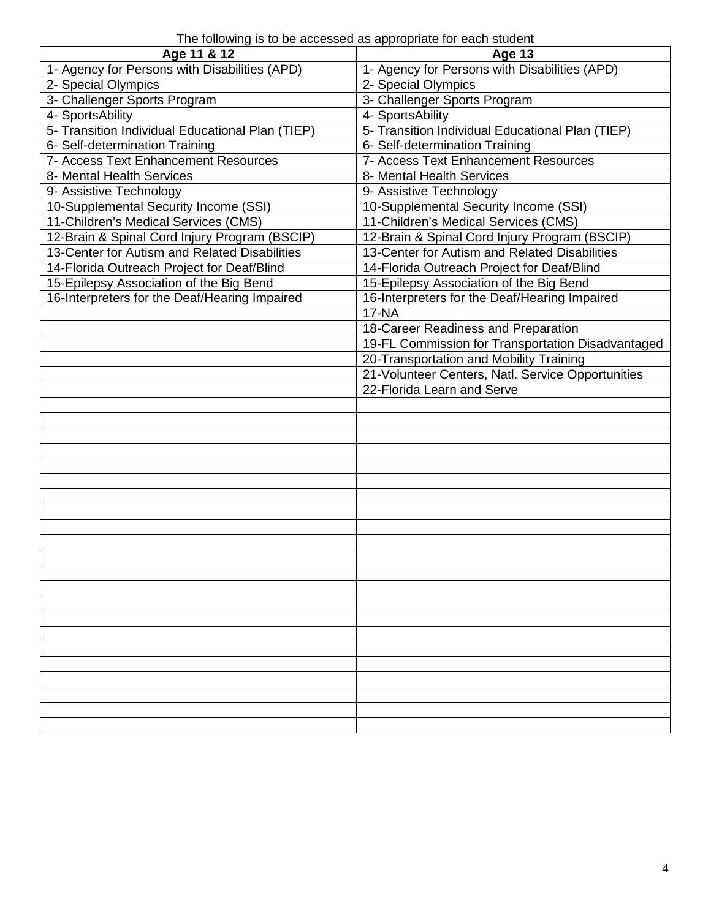The following is to be accessed as appropriate for each student

| Age 11 & 12 | Age 13 |
|---|---|
| 1- Agency for Persons with Disabilities (APD) | 1- Agency for Persons with Disabilities (APD) |
| 2- Special Olympics | 2- Special Olympics |
| 3- Challenger Sports Program | 3- Challenger Sports Program |
| 4- SportsAbility | 4- SportsAbility |
| 5- Transition Individual Educational Plan (TIEP) | 5- Transition Individual Educational Plan (TIEP) |
| 6- Self-determination Training | 6- Self-determination Training |
| 7- Access Text Enhancement Resources | 7- Access Text Enhancement Resources |
| 8- Mental Health Services | 8- Mental Health Services |
| 9- Assistive Technology | 9- Assistive Technology |
| 10-Supplemental Security Income (SSI) | 10-Supplemental Security Income (SSI) |
| 11-Children's Medical Services (CMS) | 11-Children's Medical Services (CMS) |
| 12-Brain & Spinal Cord Injury Program (BSCIP) | 12-Brain & Spinal Cord Injury Program (BSCIP) |
| 13-Center for Autism and Related Disabilities | 13-Center for Autism and Related Disabilities |
| 14-Florida Outreach Project for Deaf/Blind | 14-Florida Outreach Project for Deaf/Blind |
| 15-Epilepsy Association of the Big Bend | 15-Epilepsy Association of the Big Bend |
| 16-Interpreters for the Deaf/Hearing Impaired | 16-Interpreters for the Deaf/Hearing Impaired |
| | 17-NA |
| | 18-Career Readiness and Preparation |
| | 19-FL Commission for Transportation Disadvantaged |
| | 20-Transportation and Mobility Training |
| | 21-Volunteer Centers, Natl. Service Opportunities |
| | 22-Florida Learn and Serve |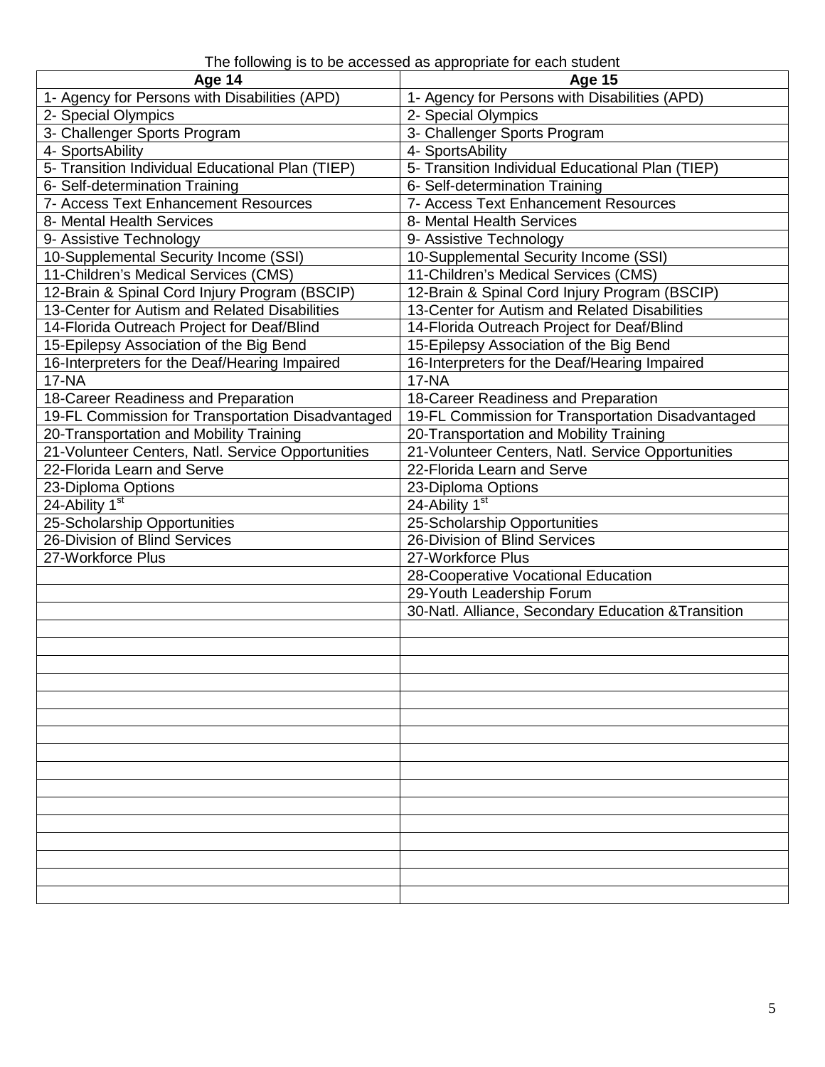The following is to be accessed as appropriate for each student

| Age 14 | Age 15 |
|---|---|
| 1- Agency for Persons with Disabilities (APD) | 1- Agency for Persons with Disabilities (APD) |
| 2- Special Olympics | 2- Special Olympics |
| 3- Challenger Sports Program | 3- Challenger Sports Program |
| 4- SportsAbility | 4- SportsAbility |
| 5- Transition Individual Educational Plan (TIEP) | 5- Transition Individual Educational Plan (TIEP) |
| 6- Self-determination Training | 6- Self-determination Training |
| 7- Access Text Enhancement Resources | 7- Access Text Enhancement Resources |
| 8- Mental Health Services | 8- Mental Health Services |
| 9- Assistive Technology | 9- Assistive Technology |
| 10-Supplemental Security Income (SSI) | 10-Supplemental Security Income (SSI) |
| 11-Children's Medical Services (CMS) | 11-Children's Medical Services (CMS) |
| 12-Brain & Spinal Cord Injury Program (BSCIP) | 12-Brain & Spinal Cord Injury Program (BSCIP) |
| 13-Center for Autism and Related Disabilities | 13-Center for Autism and Related Disabilities |
| 14-Florida Outreach Project for Deaf/Blind | 14-Florida Outreach Project for Deaf/Blind |
| 15-Epilepsy Association of the Big Bend | 15-Epilepsy Association of the Big Bend |
| 16-Interpreters for the Deaf/Hearing Impaired | 16-Interpreters for the Deaf/Hearing Impaired |
| 17-NA | 17-NA |
| 18-Career Readiness and Preparation | 18-Career Readiness and Preparation |
| 19-FL Commission for Transportation Disadvantaged | 19-FL Commission for Transportation Disadvantaged |
| 20-Transportation and Mobility Training | 20-Transportation and Mobility Training |
| 21-Volunteer Centers, Natl. Service Opportunities | 21-Volunteer Centers, Natl. Service Opportunities |
| 22-Florida Learn and Serve | 22-Florida Learn and Serve |
| 23-Diploma Options | 23-Diploma Options |
| 24-Ability 1st | 24-Ability 1st |
| 25-Scholarship Opportunities | 25-Scholarship Opportunities |
| 26-Division of Blind Services | 26-Division of Blind Services |
| 27-Workforce Plus | 27-Workforce Plus |
| | 28-Cooperative Vocational Education |
| | 29-Youth Leadership Forum |
| | 30-Natl. Alliance, Secondary Education &Transition |
| | |
| | |
| | |
| | |
| | |
| | |
| | |
| | |
| | |
| | |
| | |
| | |
| | |
| | |
| | |
| | |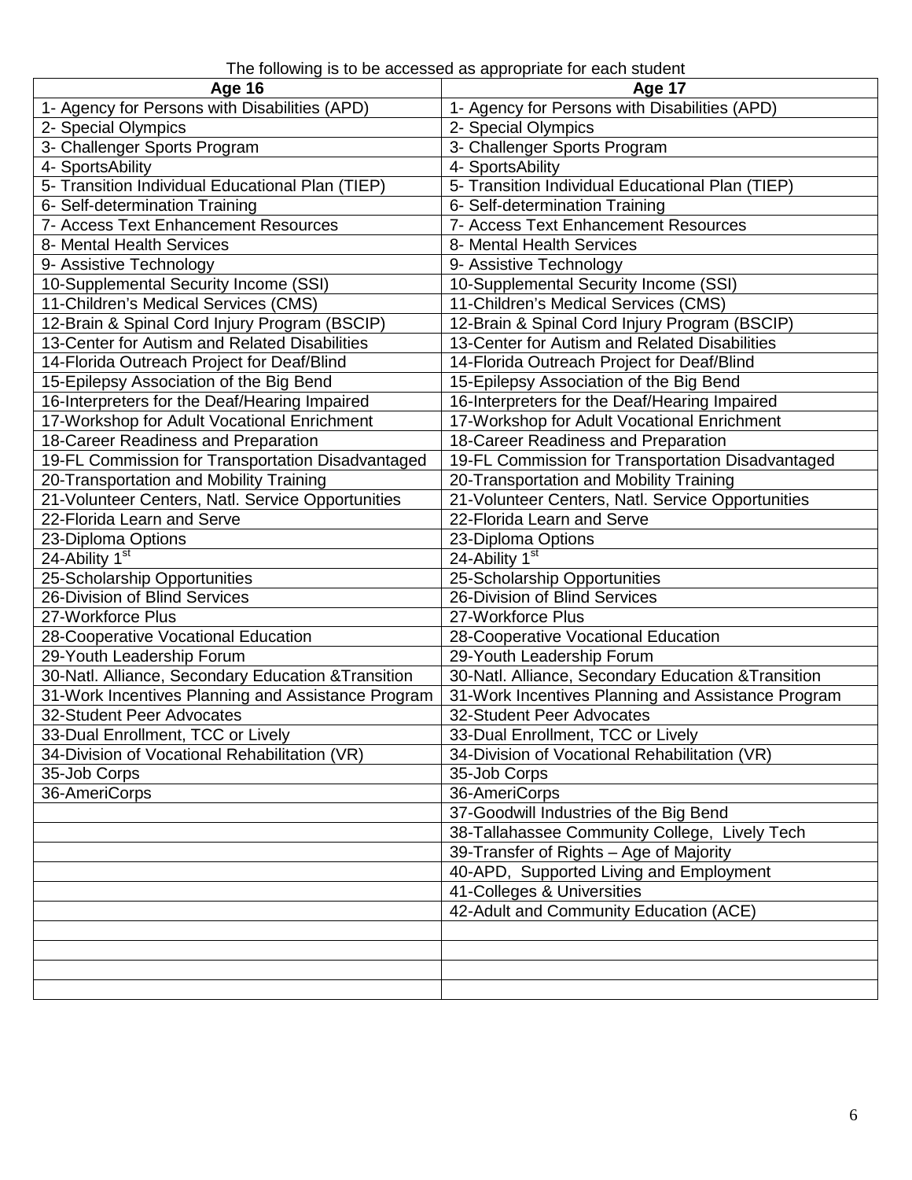The following is to be accessed as appropriate for each student

| Age 16 | Age 17 |
| --- | --- |
| 1- Agency for Persons with Disabilities (APD) | 1- Agency for Persons with Disabilities (APD) |
| 2- Special Olympics | 2- Special Olympics |
| 3- Challenger Sports Program | 3- Challenger Sports Program |
| 4- SportsAbility | 4- SportsAbility |
| 5- Transition Individual Educational Plan (TIEP) | 5- Transition Individual Educational Plan (TIEP) |
| 6- Self-determination Training | 6- Self-determination Training |
| 7- Access Text Enhancement Resources | 7- Access Text Enhancement Resources |
| 8- Mental Health Services | 8- Mental Health Services |
| 9- Assistive Technology | 9- Assistive Technology |
| 10-Supplemental Security Income (SSI) | 10-Supplemental Security Income (SSI) |
| 11-Children's Medical Services (CMS) | 11-Children's Medical Services (CMS) |
| 12-Brain & Spinal Cord Injury Program (BSCIP) | 12-Brain & Spinal Cord Injury Program (BSCIP) |
| 13-Center for Autism and Related Disabilities | 13-Center for Autism and Related Disabilities |
| 14-Florida Outreach Project for Deaf/Blind | 14-Florida Outreach Project for Deaf/Blind |
| 15-Epilepsy Association of the Big Bend | 15-Epilepsy Association of the Big Bend |
| 16-Interpreters for the Deaf/Hearing Impaired | 16-Interpreters for the Deaf/Hearing Impaired |
| 17-Workshop for Adult Vocational Enrichment | 17-Workshop for Adult Vocational Enrichment |
| 18-Career Readiness and Preparation | 18-Career Readiness and Preparation |
| 19-FL Commission for Transportation Disadvantaged | 19-FL Commission for Transportation Disadvantaged |
| 20-Transportation and Mobility Training | 20-Transportation and Mobility Training |
| 21-Volunteer Centers, Natl. Service Opportunities | 21-Volunteer Centers, Natl. Service Opportunities |
| 22-Florida Learn and Serve | 22-Florida Learn and Serve |
| 23-Diploma Options | 23-Diploma Options |
| 24-Ability 1st | 24-Ability 1st |
| 25-Scholarship Opportunities | 25-Scholarship Opportunities |
| 26-Division of Blind Services | 26-Division of Blind Services |
| 27-Workforce Plus | 27-Workforce Plus |
| 28-Cooperative Vocational Education | 28-Cooperative Vocational Education |
| 29-Youth Leadership Forum | 29-Youth Leadership Forum |
| 30-Natl. Alliance, Secondary Education &Transition | 30-Natl. Alliance, Secondary Education &Transition |
| 31-Work Incentives Planning and Assistance Program | 31-Work Incentives Planning and Assistance Program |
| 32-Student Peer Advocates | 32-Student Peer Advocates |
| 33-Dual Enrollment, TCC or Lively | 33-Dual Enrollment, TCC or Lively |
| 34-Division of Vocational Rehabilitation (VR) | 34-Division of Vocational Rehabilitation (VR) |
| 35-Job Corps | 35-Job Corps |
| 36-AmeriCorps | 36-AmeriCorps |
| | 37-Goodwill Industries of the Big Bend |
| | 38-Tallahassee Community College, Lively Tech |
| | 39-Transfer of Rights – Age of Majority |
| | 40-APD, Supported Living and Employment |
| | 41-Colleges & Universities |
| | 42-Adult and Community Education (ACE) |
| | |
| | |
| | |
| | |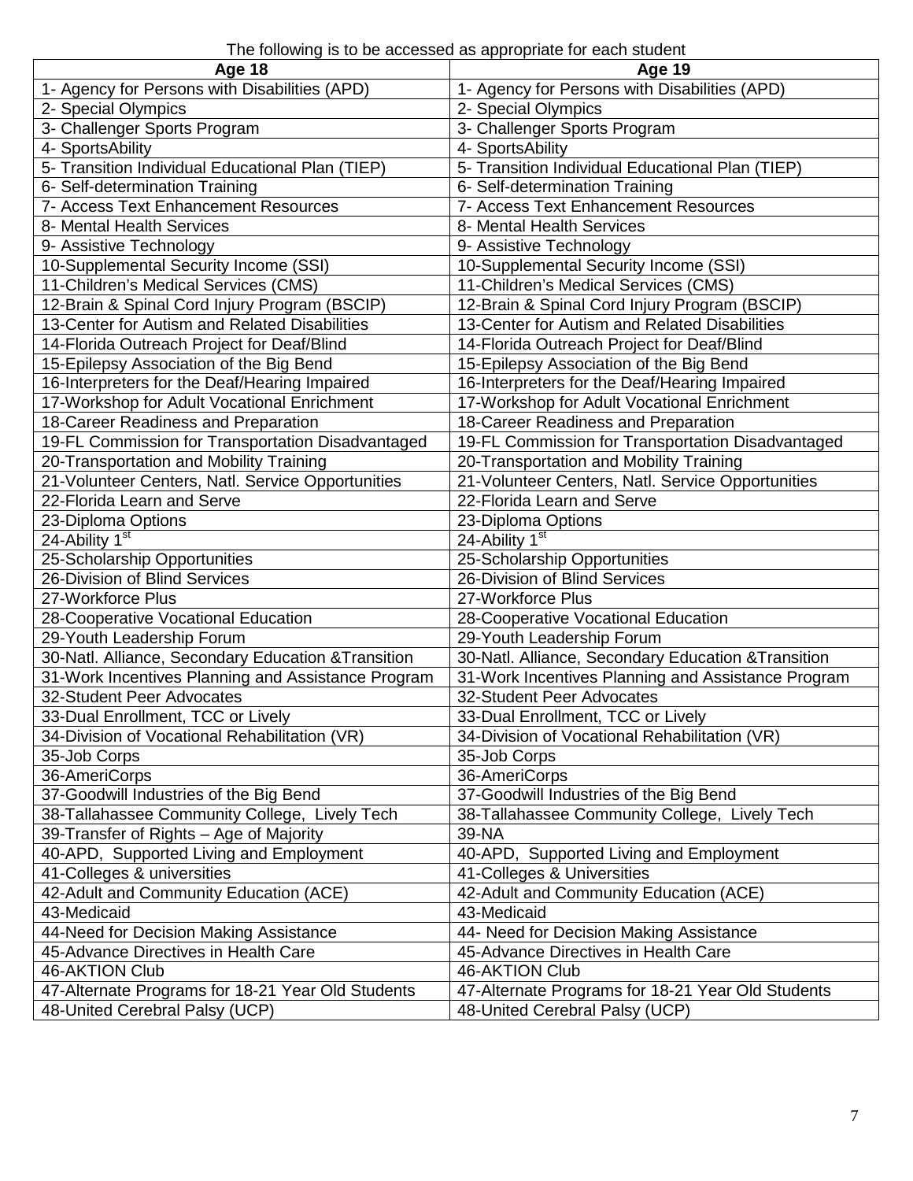The following is to be accessed as appropriate for each student

| Age 18 | Age 19 |
| --- | --- |
| 1- Agency for Persons with Disabilities (APD) | 1- Agency for Persons with Disabilities (APD) |
| 2- Special Olympics | 2- Special Olympics |
| 3- Challenger Sports Program | 3- Challenger Sports Program |
| 4- SportsAbility | 4- SportsAbility |
| 5- Transition Individual Educational Plan (TIEP) | 5- Transition Individual Educational Plan (TIEP) |
| 6- Self-determination Training | 6- Self-determination Training |
| 7- Access Text Enhancement Resources | 7- Access Text Enhancement Resources |
| 8- Mental Health Services | 8- Mental Health Services |
| 9- Assistive Technology | 9- Assistive Technology |
| 10-Supplemental Security Income (SSI) | 10-Supplemental Security Income (SSI) |
| 11-Children's Medical Services (CMS) | 11-Children's Medical Services (CMS) |
| 12-Brain & Spinal Cord Injury Program (BSCIP) | 12-Brain & Spinal Cord Injury Program (BSCIP) |
| 13-Center for Autism and Related Disabilities | 13-Center for Autism and Related Disabilities |
| 14-Florida Outreach Project for Deaf/Blind | 14-Florida Outreach Project for Deaf/Blind |
| 15-Epilepsy Association of the Big Bend | 15-Epilepsy Association of the Big Bend |
| 16-Interpreters for the Deaf/Hearing Impaired | 16-Interpreters for the Deaf/Hearing Impaired |
| 17-Workshop for Adult Vocational Enrichment | 17-Workshop for Adult Vocational Enrichment |
| 18-Career Readiness and Preparation | 18-Career Readiness and Preparation |
| 19-FL Commission for Transportation Disadvantaged | 19-FL Commission for Transportation Disadvantaged |
| 20-Transportation and Mobility Training | 20-Transportation and Mobility Training |
| 21-Volunteer Centers, Natl. Service Opportunities | 21-Volunteer Centers, Natl. Service Opportunities |
| 22-Florida Learn and Serve | 22-Florida Learn and Serve |
| 23-Diploma Options | 23-Diploma Options |
| 24-Ability 1st | 24-Ability 1st |
| 25-Scholarship Opportunities | 25-Scholarship Opportunities |
| 26-Division of Blind Services | 26-Division of Blind Services |
| 27-Workforce Plus | 27-Workforce Plus |
| 28-Cooperative Vocational Education | 28-Cooperative Vocational Education |
| 29-Youth Leadership Forum | 29-Youth Leadership Forum |
| 30-Natl. Alliance, Secondary Education &Transition | 30-Natl. Alliance, Secondary Education &Transition |
| 31-Work Incentives Planning and Assistance Program | 31-Work Incentives Planning and Assistance Program |
| 32-Student Peer Advocates | 32-Student Peer Advocates |
| 33-Dual Enrollment, TCC or Lively | 33-Dual Enrollment, TCC or Lively |
| 34-Division of Vocational Rehabilitation (VR) | 34-Division of Vocational Rehabilitation (VR) |
| 35-Job Corps | 35-Job Corps |
| 36-AmeriCorps | 36-AmeriCorps |
| 37-Goodwill Industries of the Big Bend | 37-Goodwill Industries of the Big Bend |
| 38-Tallahassee Community College, Lively Tech | 38-Tallahassee Community College, Lively Tech |
| 39-Transfer of Rights – Age of Majority | 39-NA |
| 40-APD, Supported Living and Employment | 40-APD, Supported Living and Employment |
| 41-Colleges & universities | 41-Colleges & Universities |
| 42-Adult and Community Education (ACE) | 42-Adult and Community Education (ACE) |
| 43-Medicaid | 43-Medicaid |
| 44-Need for Decision Making Assistance | 44- Need for Decision Making Assistance |
| 45-Advance Directives in Health Care | 45-Advance Directives in Health Care |
| 46-AKTION Club | 46-AKTION Club |
| 47-Alternate Programs for 18-21 Year Old Students | 47-Alternate Programs for 18-21 Year Old Students |
| 48-United Cerebral Palsy (UCP) | 48-United Cerebral Palsy (UCP) |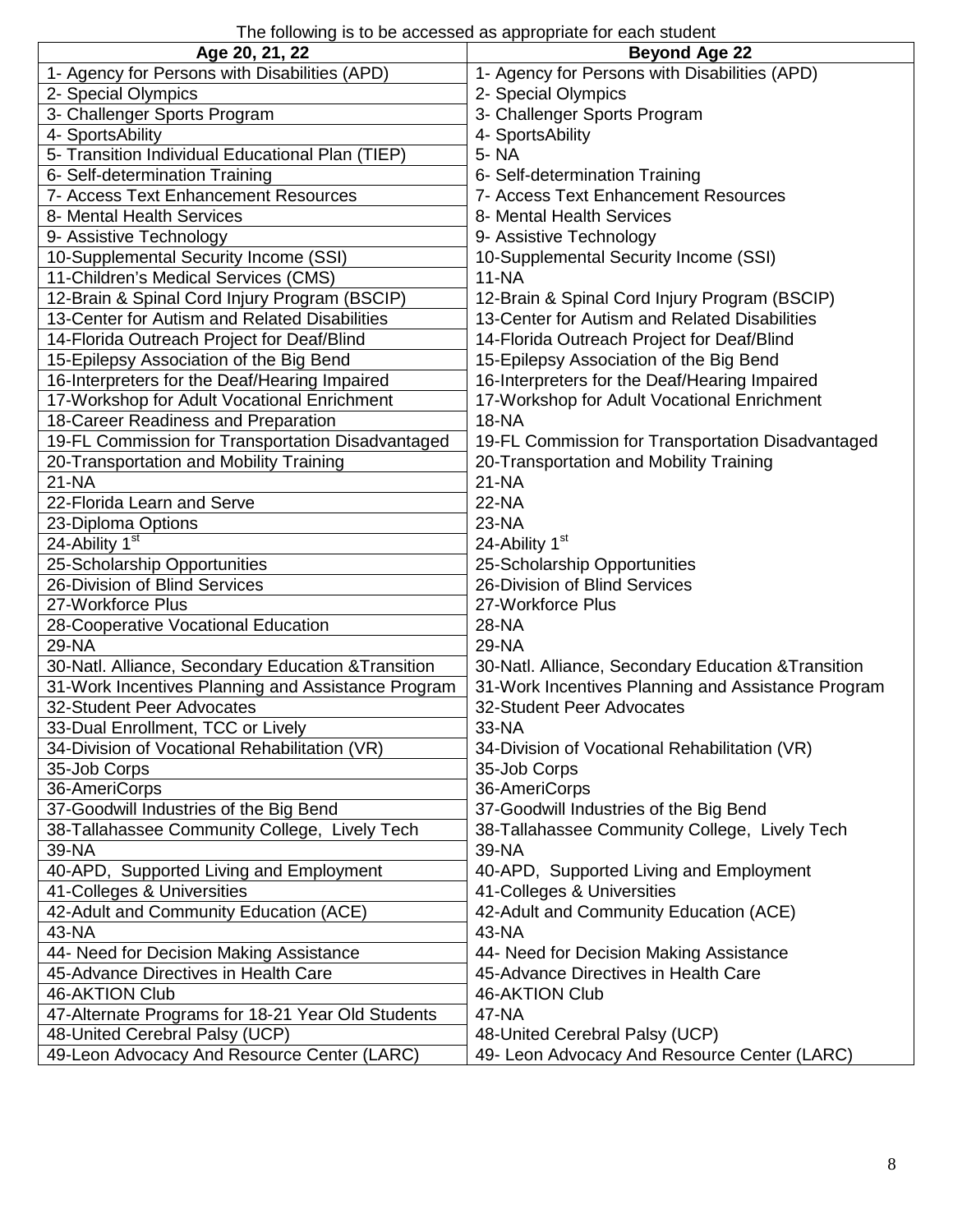The following is to be accessed as appropriate for each student

| Age 20, 21, 22 | Beyond Age 22 |
|---|---|
| 1- Agency for Persons with Disabilities (APD) | 1- Agency for Persons with Disabilities (APD) |
| 2- Special Olympics | 2- Special Olympics |
| 3- Challenger Sports Program | 3- Challenger Sports Program |
| 4- SportsAbility | 4- SportsAbility |
| 5- Transition Individual Educational Plan (TIEP) | 5- NA |
| 6- Self-determination Training | 6- Self-determination Training |
| 7- Access Text Enhancement Resources | 7- Access Text Enhancement Resources |
| 8- Mental Health Services | 8- Mental Health Services |
| 9- Assistive Technology | 9- Assistive Technology |
| 10-Supplemental Security Income (SSI) | 10-Supplemental Security Income (SSI) |
| 11-Children's Medical Services (CMS) | 11-NA |
| 12-Brain & Spinal Cord Injury Program (BSCIP) | 12-Brain & Spinal Cord Injury Program (BSCIP) |
| 13-Center for Autism and Related Disabilities | 13-Center for Autism and Related Disabilities |
| 14-Florida Outreach Project for Deaf/Blind | 14-Florida Outreach Project for Deaf/Blind |
| 15-Epilepsy Association of the Big Bend | 15-Epilepsy Association of the Big Bend |
| 16-Interpreters for the Deaf/Hearing Impaired | 16-Interpreters for the Deaf/Hearing Impaired |
| 17-Workshop for Adult Vocational Enrichment | 17-Workshop for Adult Vocational Enrichment |
| 18-Career Readiness and Preparation | 18-NA |
| 19-FL Commission for Transportation Disadvantaged | 19-FL Commission for Transportation Disadvantaged |
| 20-Transportation and Mobility Training | 20-Transportation and Mobility Training |
| 21-NA | 21-NA |
| 22-Florida Learn and Serve | 22-NA |
| 23-Diploma Options | 23-NA |
| 24-Ability 1st | 24-Ability 1st |
| 25-Scholarship Opportunities | 25-Scholarship Opportunities |
| 26-Division of Blind Services | 26-Division of Blind Services |
| 27-Workforce Plus | 27-Workforce Plus |
| 28-Cooperative Vocational Education | 28-NA |
| 29-NA | 29-NA |
| 30-Natl. Alliance, Secondary Education &Transition | 30-Natl. Alliance, Secondary Education &Transition |
| 31-Work Incentives Planning and Assistance Program | 31-Work Incentives Planning and Assistance Program |
| 32-Student Peer Advocates | 32-Student Peer Advocates |
| 33-Dual Enrollment, TCC or Lively | 33-NA |
| 34-Division of Vocational Rehabilitation (VR) | 34-Division of Vocational Rehabilitation (VR) |
| 35-Job Corps | 35-Job Corps |
| 36-AmeriCorps | 36-AmeriCorps |
| 37-Goodwill Industries of the Big Bend | 37-Goodwill Industries of the Big Bend |
| 38-Tallahassee Community College, Lively Tech | 38-Tallahassee Community College, Lively Tech |
| 39-NA | 39-NA |
| 40-APD, Supported Living and Employment | 40-APD, Supported Living and Employment |
| 41-Colleges & Universities | 41-Colleges & Universities |
| 42-Adult and Community Education (ACE) | 42-Adult and Community Education (ACE) |
| 43-NA | 43-NA |
| 44- Need for Decision Making Assistance | 44- Need for Decision Making Assistance |
| 45-Advance Directives in Health Care | 45-Advance Directives in Health Care |
| 46-AKTION Club | 46-AKTION Club |
| 47-Alternate Programs for 18-21 Year Old Students | 47-NA |
| 48-United Cerebral Palsy (UCP) | 48-United Cerebral Palsy (UCP) |
| 49-Leon Advocacy And Resource Center (LARC) | 49- Leon Advocacy And Resource Center (LARC) |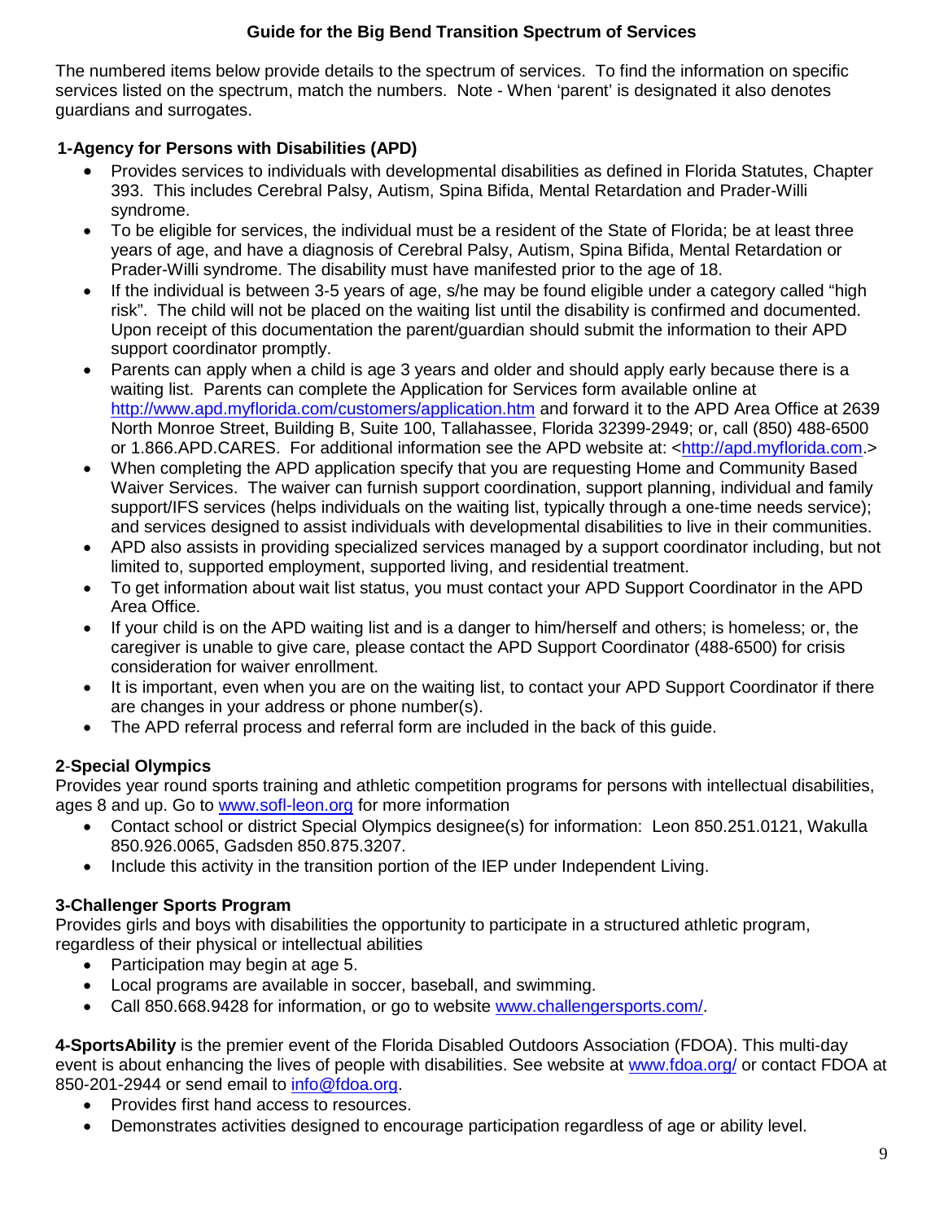# Guide for the Big Bend Transition Spectrum of Services

The numbered items below provide details to the spectrum of services. To find the information on specific services listed on the spectrum, match the numbers. Note - When 'parent' is designated it also denotes guardians and surrogates.

### 1-Agency for Persons with Disabilities (APD)

- Provides services to individuals with developmental disabilities as defined in Florida Statutes, Chapter 393. This includes Cerebral Palsy, Autism, Spina Bifida, Mental Retardation and Prader-Willi syndrome.
- To be eligible for services, the individual must be a resident of the State of Florida; be at least three years of age, and have a diagnosis of Cerebral Palsy, Autism, Spina Bifida, Mental Retardation or Prader-Willi syndrome. The disability must have manifested prior to the age of 18.
- If the individual is between 3-5 years of age, s/he may be found eligible under a category called "high risk". The child will not be placed on the waiting list until the disability is confirmed and documented. Upon receipt of this documentation the parent/guardian should submit the information to their APD support coordinator promptly.
- Parents can apply when a child is age 3 years and older and should apply early because there is a waiting list. Parents can complete the Application for Services form available online at http://www.apd.myflorida.com/customers/application.htm and forward it to the APD Area Office at 2639 North Monroe Street, Building B, Suite 100, Tallahassee, Florida 32399-2949; or, call (850) 488-6500 or 1.866.APD.CARES. For additional information see the APD website at: <http://apd.myflorida.com.>
- When completing the APD application specify that you are requesting Home and Community Based Waiver Services. The waiver can furnish support coordination, support planning, individual and family support/IFS services (helps individuals on the waiting list, typically through a one-time needs service); and services designed to assist individuals with developmental disabilities to live in their communities.
- APD also assists in providing specialized services managed by a support coordinator including, but not limited to, supported employment, supported living, and residential treatment.
- To get information about wait list status, you must contact your APD Support Coordinator in the APD Area Office.
- If your child is on the APD waiting list and is a danger to him/herself and others; is homeless; or, the caregiver is unable to give care, please contact the APD Support Coordinator (488-6500) for crisis consideration for waiver enrollment.
- It is important, even when you are on the waiting list, to contact your APD Support Coordinator if there are changes in your address or phone number(s).
- The APD referral process and referral form are included in the back of this guide.

### 2-Special Olympics

Provides year round sports training and athletic competition programs for persons with intellectual disabilities, ages 8 and up. Go to www.sofl-leon.org for more information

- Contact school or district Special Olympics designee(s) for information: Leon 850.251.0121, Wakulla 850.926.0065, Gadsden 850.875.3207.
- Include this activity in the transition portion of the IEP under Independent Living.

### 3-Challenger Sports Program

Provides girls and boys with disabilities the opportunity to participate in a structured athletic program, regardless of their physical or intellectual abilities

- Participation may begin at age 5.
- Local programs are available in soccer, baseball, and swimming.
- Call 850.668.9428 for information, or go to website www.challengersports.com/.

**4-SportsAbility** is the premier event of the Florida Disabled Outdoors Association (FDOA). This multi-day event is about enhancing the lives of people with disabilities. See website at www.fdoa.org/ or contact FDOA at 850-201-2944 or send email to info@fdoa.org.

- Provides first hand access to resources.
- Demonstrates activities designed to encourage participation regardless of age or ability level.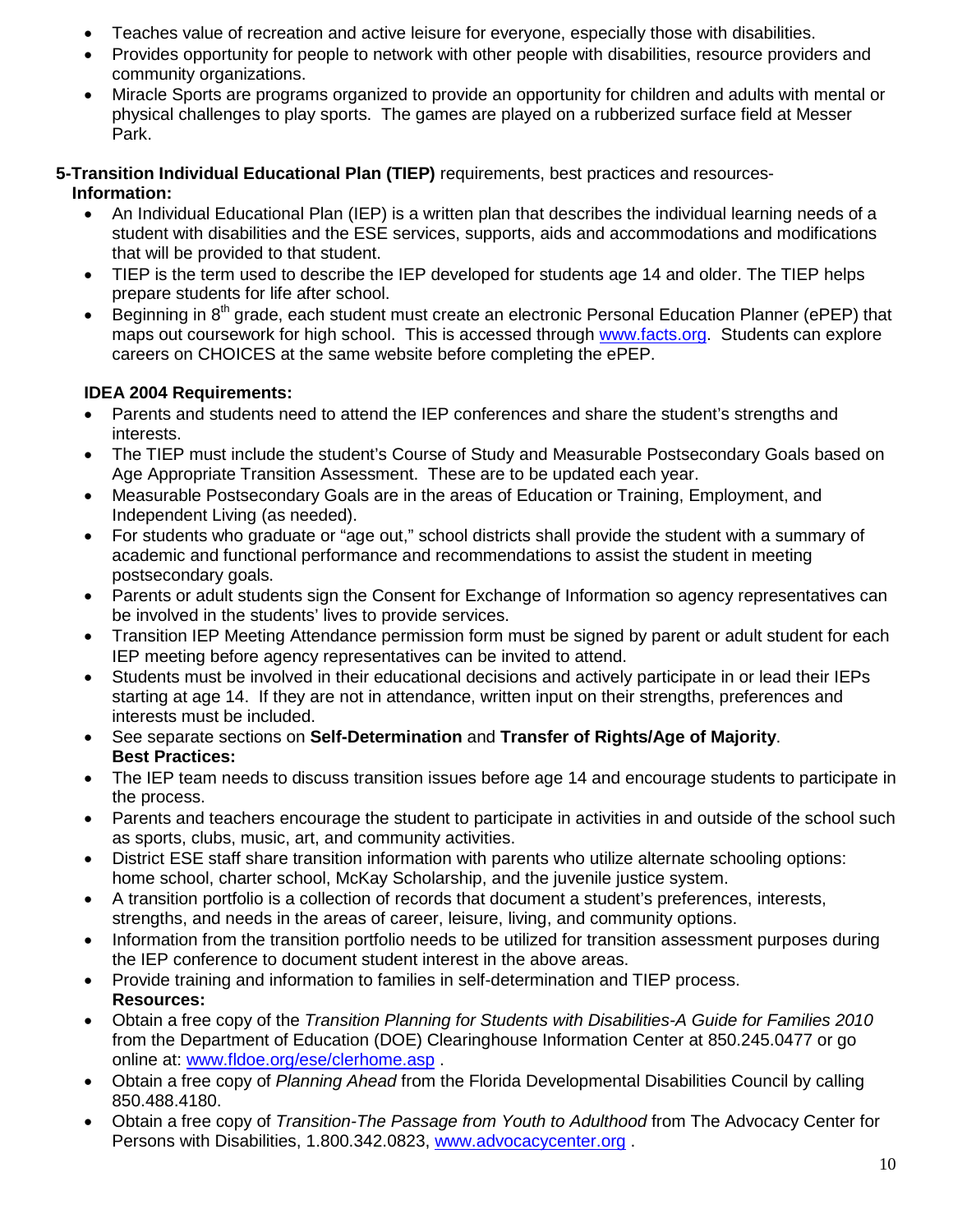- Teaches value of recreation and active leisure for everyone, especially those with disabilities.
- Provides opportunity for people to network with other people with disabilities, resource providers and community organizations.
- Miracle Sports are programs organized to provide an opportunity for children and adults with mental or physical challenges to play sports. The games are played on a rubberized surface field at Messer Park.

**5-Transition Individual Educational Plan (TIEP)** requirements, best practices and resources-

**Information:**

- An Individual Educational Plan (IEP) is a written plan that describes the individual learning needs of a student with disabilities and the ESE services, supports, aids and accommodations and modifications that will be provided to that student.
- TIEP is the term used to describe the IEP developed for students age 14 and older. The TIEP helps prepare students for life after school.
- Beginning in 8th grade, each student must create an electronic Personal Education Planner (ePEP) that maps out coursework for high school. This is accessed through www.facts.org. Students can explore careers on CHOICES at the same website before completing the ePEP.

**IDEA 2004 Requirements:**

- Parents and students need to attend the IEP conferences and share the student's strengths and interests.
- The TIEP must include the student's Course of Study and Measurable Postsecondary Goals based on Age Appropriate Transition Assessment. These are to be updated each year.
- Measurable Postsecondary Goals are in the areas of Education or Training, Employment, and Independent Living (as needed).
- For students who graduate or "age out," school districts shall provide the student with a summary of academic and functional performance and recommendations to assist the student in meeting postsecondary goals.
- Parents or adult students sign the Consent for Exchange of Information so agency representatives can be involved in the students' lives to provide services.
- Transition IEP Meeting Attendance permission form must be signed by parent or adult student for each IEP meeting before agency representatives can be invited to attend.
- Students must be involved in their educational decisions and actively participate in or lead their IEPs starting at age 14. If they are not in attendance, written input on their strengths, preferences and interests must be included.
- See separate sections on **Self-Determination** and **Transfer of Rights/Age of Majority**.

**Best Practices:**

- The IEP team needs to discuss transition issues before age 14 and encourage students to participate in the process.
- Parents and teachers encourage the student to participate in activities in and outside of the school such as sports, clubs, music, art, and community activities.
- District ESE staff share transition information with parents who utilize alternate schooling options: home school, charter school, McKay Scholarship, and the juvenile justice system.
- A transition portfolio is a collection of records that document a student's preferences, interests, strengths, and needs in the areas of career, leisure, living, and community options.
- Information from the transition portfolio needs to be utilized for transition assessment purposes during the IEP conference to document student interest in the above areas.
- Provide training and information to families in self-determination and TIEP process.

**Resources:**

- Obtain a free copy of the *Transition Planning for Students with Disabilities-A Guide for Families 2010* from the Department of Education (DOE) Clearinghouse Information Center at 850.245.0477 or go online at: www.fldoe.org/ese/clerhome.asp .
- Obtain a free copy of *Planning Ahead* from the Florida Developmental Disabilities Council by calling 850.488.4180.
- Obtain a free copy of *Transition-The Passage from Youth to Adulthood* from The Advocacy Center for Persons with Disabilities, 1.800.342.0823, www.advocacycenter.org .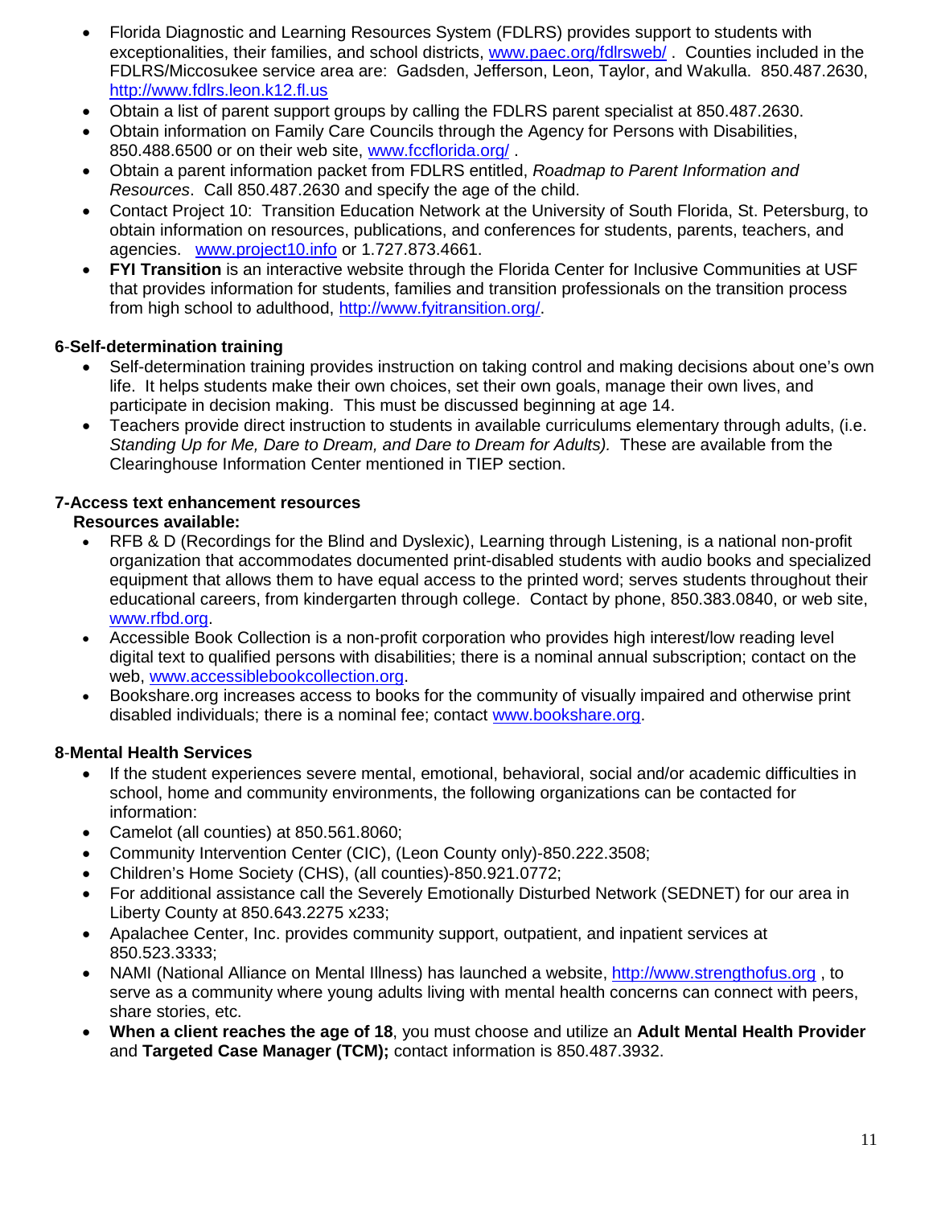- Florida Diagnostic and Learning Resources System (FDLRS) provides support to students with exceptionalities, their families, and school districts, [www.paec.org/fdlrsweb/](http://www.paec.org/fdlrsweb/) . Counties included in the FDLRS/Miccosukee service area are: Gadsden, Jefferson, Leon, Taylor, and Wakulla. 850.487.2630, [http://www.fdlrs.leon.k12.fl.us](http://www.fdlrs.leon.k12.fl.us)
- Obtain a list of parent support groups by calling the FDLRS parent specialist at 850.487.2630.
- Obtain information on Family Care Councils through the Agency for Persons with Disabilities, 850.488.6500 or on their web site, [www.fccflorida.org/](http://www.fccflorida.org/) .
- Obtain a parent information packet from FDLRS entitled, *Roadmap to Parent Information and Resources*. Call 850.487.2630 and specify the age of the child.
- Contact Project 10: Transition Education Network at the University of South Florida, St. Petersburg, to obtain information on resources, publications, and conferences for students, parents, teachers, and agencies. [www.project10.info](http://www.project10.info) or 1.727.873.4661.
- **FYI Transition** is an interactive website through the Florida Center for Inclusive Communities at USF that provides information for students, families and transition professionals on the transition process from high school to adulthood, [http://www.fyitransition.org/](http://www.fyitransition.org/).

**6-Self-determination training**

- Self-determination training provides instruction on taking control and making decisions about one's own life. It helps students make their own choices, set their own goals, manage their own lives, and participate in decision making. This must be discussed beginning at age 14.
- Teachers provide direct instruction to students in available curriculums elementary through adults, (i.e. *Standing Up for Me, Dare to Dream, and Dare to Dream for Adults).* These are available from the Clearinghouse Information Center mentioned in TIEP section.

**7-Access text enhancement resources**

**Resources available:**

- RFB & D (Recordings for the Blind and Dyslexic), Learning through Listening, is a national non-profit organization that accommodates documented print-disabled students with audio books and specialized equipment that allows them to have equal access to the printed word; serves students throughout their educational careers, from kindergarten through college. Contact by phone, 850.383.0840, or web site, [www.rfbd.org](http://www.rfbd.org).
- Accessible Book Collection is a non-profit corporation who provides high interest/low reading level digital text to qualified persons with disabilities; there is a nominal annual subscription; contact on the web, [www.accessiblebookcollection.org](http://www.accessiblebookcollection.org).
- Bookshare.org increases access to books for the community of visually impaired and otherwise print disabled individuals; there is a nominal fee; contact [www.bookshare.org](http://www.bookshare.org).

**8-Mental Health Services**

- If the student experiences severe mental, emotional, behavioral, social and/or academic difficulties in school, home and community environments, the following organizations can be contacted for information:
- Camelot (all counties) at 850.561.8060;
- Community Intervention Center (CIC), (Leon County only)-850.222.3508;
- Children's Home Society (CHS), (all counties)-850.921.0772;
- For additional assistance call the Severely Emotionally Disturbed Network (SEDNET) for our area in Liberty County at 850.643.2275 x233;
- Apalachee Center, Inc. provides community support, outpatient, and inpatient services at 850.523.3333;
- NAMI (National Alliance on Mental Illness) has launched a website, [http://www.strengthofus.org](http://www.strengthofus.org) , to serve as a community where young adults living with mental health concerns can connect with peers, share stories, etc.
- **When a client reaches the age of 18**, you must choose and utilize an **Adult Mental Health Provider** and **Targeted Case Manager (TCM);** contact information is 850.487.3932.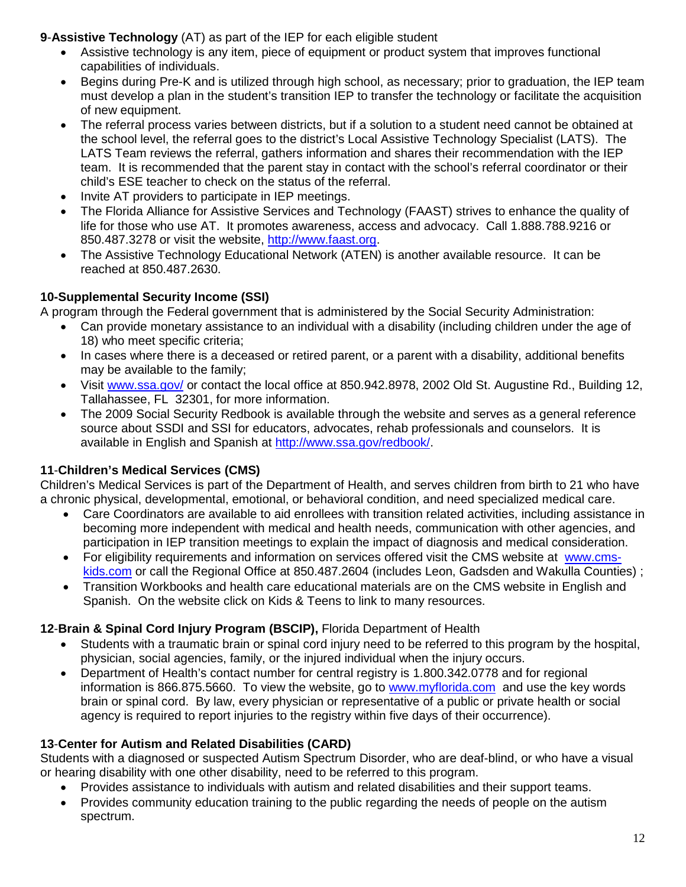**9-Assistive Technology** (AT) as part of the IEP for each eligible student

- Assistive technology is any item, piece of equipment or product system that improves functional capabilities of individuals.
- Begins during Pre-K and is utilized through high school, as necessary; prior to graduation, the IEP team must develop a plan in the student's transition IEP to transfer the technology or facilitate the acquisition of new equipment.
- The referral process varies between districts, but if a solution to a student need cannot be obtained at the school level, the referral goes to the district's Local Assistive Technology Specialist (LATS). The LATS Team reviews the referral, gathers information and shares their recommendation with the IEP team. It is recommended that the parent stay in contact with the school's referral coordinator or their child's ESE teacher to check on the status of the referral.
- Invite AT providers to participate in IEP meetings.
- The Florida Alliance for Assistive Services and Technology (FAAST) strives to enhance the quality of life for those who use AT. It promotes awareness, access and advocacy. Call 1.888.788.9216 or 850.487.3278 or visit the website, http://www.faast.org.
- The Assistive Technology Educational Network (ATEN) is another available resource. It can be reached at 850.487.2630.

**10-Supplemental Security Income (SSI)**

A program through the Federal government that is administered by the Social Security Administration:

- Can provide monetary assistance to an individual with a disability (including children under the age of 18) who meet specific criteria;
- In cases where there is a deceased or retired parent, or a parent with a disability, additional benefits may be available to the family;
- Visit www.ssa.gov/ or contact the local office at 850.942.8978, 2002 Old St. Augustine Rd., Building 12, Tallahassee, FL 32301, for more information.
- The 2009 Social Security Redbook is available through the website and serves as a general reference source about SSDI and SSI for educators, advocates, rehab professionals and counselors. It is available in English and Spanish at http://www.ssa.gov/redbook/.

**11-Children's Medical Services (CMS)**

Children's Medical Services is part of the Department of Health, and serves children from birth to 21 who have a chronic physical, developmental, emotional, or behavioral condition, and need specialized medical care.

- Care Coordinators are available to aid enrollees with transition related activities, including assistance in becoming more independent with medical and health needs, communication with other agencies, and participation in IEP transition meetings to explain the impact of diagnosis and medical consideration.
- For eligibility requirements and information on services offered visit the CMS website at www.cms-kids.com or call the Regional Office at 850.487.2604 (includes Leon, Gadsden and Wakulla Counties) ;
- Transition Workbooks and health care educational materials are on the CMS website in English and Spanish. On the website click on Kids & Teens to link to many resources.

**12-Brain & Spinal Cord Injury Program (BSCIP),** Florida Department of Health

- Students with a traumatic brain or spinal cord injury need to be referred to this program by the hospital, physician, social agencies, family, or the injured individual when the injury occurs.
- Department of Health's contact number for central registry is 1.800.342.0778 and for regional information is 866.875.5660. To view the website, go to www.myflorida.com and use the key words brain or spinal cord. By law, every physician or representative of a public or private health or social agency is required to report injuries to the registry within five days of their occurrence).

**13-Center for Autism and Related Disabilities (CARD)**

Students with a diagnosed or suspected Autism Spectrum Disorder, who are deaf-blind, or who have a visual or hearing disability with one other disability, need to be referred to this program.

- Provides assistance to individuals with autism and related disabilities and their support teams.
- Provides community education training to the public regarding the needs of people on the autism spectrum.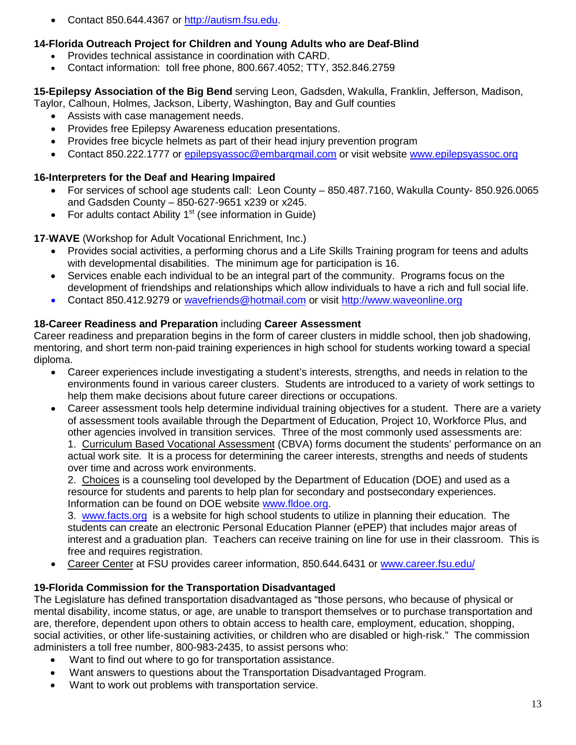- Contact 850.644.4367 or http://autism.fsu.edu.

**14-Florida Outreach Project for Children and Young Adults who are Deaf-Blind**

- Provides technical assistance in coordination with CARD.
- Contact information: toll free phone, 800.667.4052; TTY, 352.846.2759

**15-Epilepsy Association of the Big Bend** serving Leon, Gadsden, Wakulla, Franklin, Jefferson, Madison, Taylor, Calhoun, Holmes, Jackson, Liberty, Washington, Bay and Gulf counties

- Assists with case management needs.
- Provides free Epilepsy Awareness education presentations.
- Provides free bicycle helmets as part of their head injury prevention program
- Contact 850.222.1777 or epilepsyassoc@embarqmail.com or visit website www.epilepsyassoc.org

**16-Interpreters for the Deaf and Hearing Impaired**

- For services of school age students call: Leon County – 850.487.7160, Wakulla County- 850.926.0065 and Gadsden County – 850-627-9651 x239 or x245.
- For adults contact Ability 1st (see information in Guide)

**17**-**WAVE** (Workshop for Adult Vocational Enrichment, Inc.)

- Provides social activities, a performing chorus and a Life Skills Training program for teens and adults with developmental disabilities. The minimum age for participation is 16.
- Services enable each individual to be an integral part of the community. Programs focus on the development of friendships and relationships which allow individuals to have a rich and full social life.
- Contact 850.412.9279 or wavefriends@hotmail.com or visit http://www.waveonline.org

**18-Career Readiness and Preparation** including **Career Assessment**

Career readiness and preparation begins in the form of career clusters in middle school, then job shadowing, mentoring, and short term non-paid training experiences in high school for students working toward a special diploma.

- Career experiences include investigating a student's interests, strengths, and needs in relation to the environments found in various career clusters. Students are introduced to a variety of work settings to help them make decisions about future career directions or occupations.
- Career assessment tools help determine individual training objectives for a student. There are a variety of assessment tools available through the Department of Education, Project 10, Workforce Plus, and other agencies involved in transition services. Three of the most commonly used assessments are:
  1. Curriculum Based Vocational Assessment (CBVA) forms document the students' performance on an actual work site. It is a process for determining the career interests, strengths and needs of students over time and across work environments.
  2. Choices is a counseling tool developed by the Department of Education (DOE) and used as a resource for students and parents to help plan for secondary and postsecondary experiences. Information can be found on DOE website www.fldoe.org.
  3. www.facts.org is a website for high school students to utilize in planning their education. The students can create an electronic Personal Education Planner (ePEP) that includes major areas of interest and a graduation plan. Teachers can receive training on line for use in their classroom. This is free and requires registration.
- Career Center at FSU provides career information, 850.644.6431 or www.career.fsu.edu/

**19-Florida Commission for the Transportation Disadvantaged**

The Legislature has defined transportation disadvantaged as "those persons, who because of physical or mental disability, income status, or age, are unable to transport themselves or to purchase transportation and are, therefore, dependent upon others to obtain access to health care, employment, education, shopping, social activities, or other life-sustaining activities, or children who are disabled or high-risk." The commission administers a toll free number, 800-983-2435, to assist persons who:

- Want to find out where to go for transportation assistance.
- Want answers to questions about the Transportation Disadvantaged Program.
- Want to work out problems with transportation service.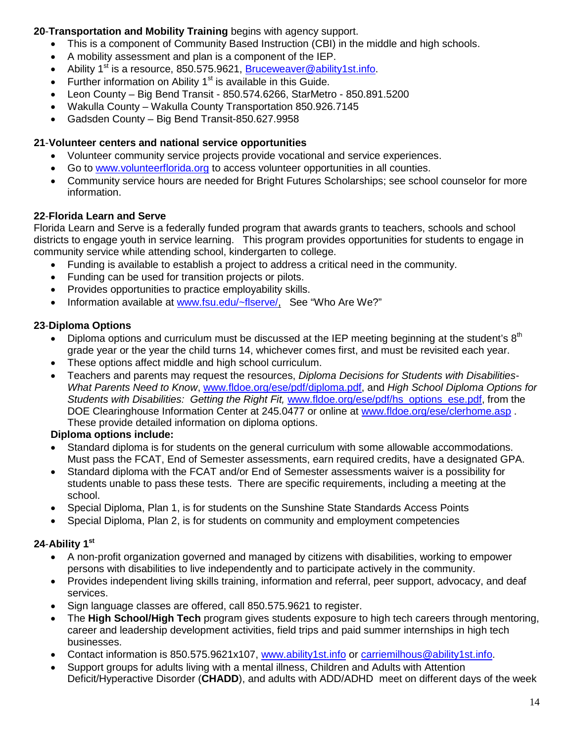**20-Transportation and Mobility Training** begins with agency support.

- This is a component of Community Based Instruction (CBI) in the middle and high schools.
- A mobility assessment and plan is a component of the IEP.
- Ability 1st is a resource, 850.575.9621, Bruceweaver@ability1st.info.
- Further information on Ability 1st is available in this Guide.
- Leon County – Big Bend Transit - 850.574.6266, StarMetro - 850.891.5200
- Wakulla County – Wakulla County Transportation 850.926.7145
- Gadsden County – Big Bend Transit-850.627.9958

**21-Volunteer centers and national service opportunities**

- Volunteer community service projects provide vocational and service experiences.
- Go to www.volunteerflorida.org to access volunteer opportunities in all counties.
- Community service hours are needed for Bright Futures Scholarships; see school counselor for more information.

**22-Florida Learn and Serve**

Florida Learn and Serve is a federally funded program that awards grants to teachers, schools and school districts to engage youth in service learning. This program provides opportunities for students to engage in community service while attending school, kindergarten to college.

- Funding is available to establish a project to address a critical need in the community.
- Funding can be used for transition projects or pilots.
- Provides opportunities to practice employability skills.
- Information available at www.fsu.edu/~flserve/, See "Who Are We?"

**23-Diploma Options**

- Diploma options and curriculum must be discussed at the IEP meeting beginning at the student's 8th grade year or the year the child turns 14, whichever comes first, and must be revisited each year.
- These options affect middle and high school curriculum.
- Teachers and parents may request the resources, *Diploma Decisions for Students with Disabilities-What Parents Need to Know*, www.fldoe.org/ese/pdf/diploma.pdf, and *High School Diploma Options for Students with Disabilities: Getting the Right Fit,* www.fldoe.org/ese/pdf/hs_options_ese.pdf, from the DOE Clearinghouse Information Center at 245.0477 or online at www.fldoe.org/ese/clerhome.asp . These provide detailed information on diploma options.

**Diploma options include:**

- Standard diploma is for students on the general curriculum with some allowable accommodations. Must pass the FCAT, End of Semester assessments, earn required credits, have a designated GPA.
- Standard diploma with the FCAT and/or End of Semester assessments waiver is a possibility for students unable to pass these tests. There are specific requirements, including a meeting at the school.
- Special Diploma, Plan 1, is for students on the Sunshine State Standards Access Points
- Special Diploma, Plan 2, is for students on community and employment competencies

**24-Ability 1st**

- A non-profit organization governed and managed by citizens with disabilities, working to empower persons with disabilities to live independently and to participate actively in the community.
- Provides independent living skills training, information and referral, peer support, advocacy, and deaf services.
- Sign language classes are offered, call 850.575.9621 to register.
- The **High School/High Tech** program gives students exposure to high tech careers through mentoring, career and leadership development activities, field trips and paid summer internships in high tech businesses.
- Contact information is 850.575.9621x107, www.ability1st.info or carriemilhous@ability1st.info.
- Support groups for adults living with a mental illness, Children and Adults with Attention Deficit/Hyperactive Disorder (**CHADD**), and adults with ADD/ADHD meet on different days of the week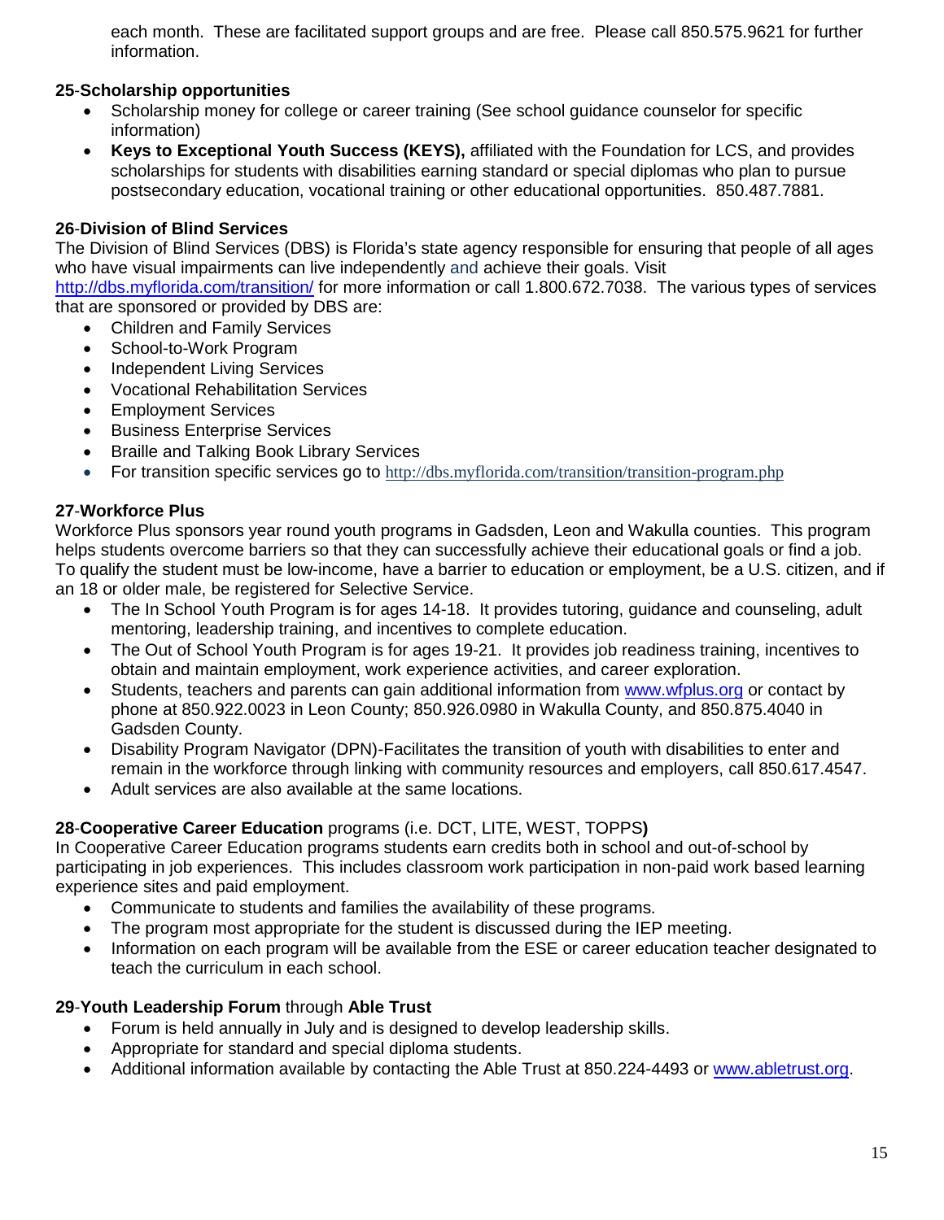each month. These are facilitated support groups and are free. Please call 850.575.9621 for further information.

**25**-**Scholarship opportunities**

- Scholarship money for college or career training (See school guidance counselor for specific information)
- **Keys to Exceptional Youth Success (KEYS),** affiliated with the Foundation for LCS, and provides scholarships for students with disabilities earning standard or special diplomas who plan to pursue postsecondary education, vocational training or other educational opportunities. 850.487.7881.

**26**-**Division of Blind Services**

The Division of Blind Services (DBS) is Florida's state agency responsible for ensuring that people of all ages who have visual impairments can live independently and achieve their goals. Visit http://dbs.myflorida.com/transition/ for more information or call 1.800.672.7038. The various types of services that are sponsored or provided by DBS are:

- Children and Family Services
- School-to-Work Program
- Independent Living Services
- Vocational Rehabilitation Services
- Employment Services
- Business Enterprise Services
- Braille and Talking Book Library Services
- For transition specific services go to http://dbs.myflorida.com/transition/transition-program.php

**27**-**Workforce Plus**

Workforce Plus sponsors year round youth programs in Gadsden, Leon and Wakulla counties. This program helps students overcome barriers so that they can successfully achieve their educational goals or find a job. To qualify the student must be low-income, have a barrier to education or employment, be a U.S. citizen, and if an 18 or older male, be registered for Selective Service.

- The In School Youth Program is for ages 14-18. It provides tutoring, guidance and counseling, adult mentoring, leadership training, and incentives to complete education.
- The Out of School Youth Program is for ages 19-21. It provides job readiness training, incentives to obtain and maintain employment, work experience activities, and career exploration.
- Students, teachers and parents can gain additional information from www.wfplus.org or contact by phone at 850.922.0023 in Leon County; 850.926.0980 in Wakulla County, and 850.875.4040 in Gadsden County.
- Disability Program Navigator (DPN)-Facilitates the transition of youth with disabilities to enter and remain in the workforce through linking with community resources and employers, call 850.617.4547.
- Adult services are also available at the same locations.

**28**-**Cooperative Career Education** programs (i.e. DCT, LITE, WEST, TOPPS**)**

In Cooperative Career Education programs students earn credits both in school and out-of-school by participating in job experiences. This includes classroom work participation in non-paid work based learning experience sites and paid employment.

- Communicate to students and families the availability of these programs.
- The program most appropriate for the student is discussed during the IEP meeting.
- Information on each program will be available from the ESE or career education teacher designated to teach the curriculum in each school.

**29**-**Youth Leadership Forum** through **Able Trust**

- Forum is held annually in July and is designed to develop leadership skills.
- Appropriate for standard and special diploma students.
- Additional information available by contacting the Able Trust at 850.224-4493 or www.abletrust.org.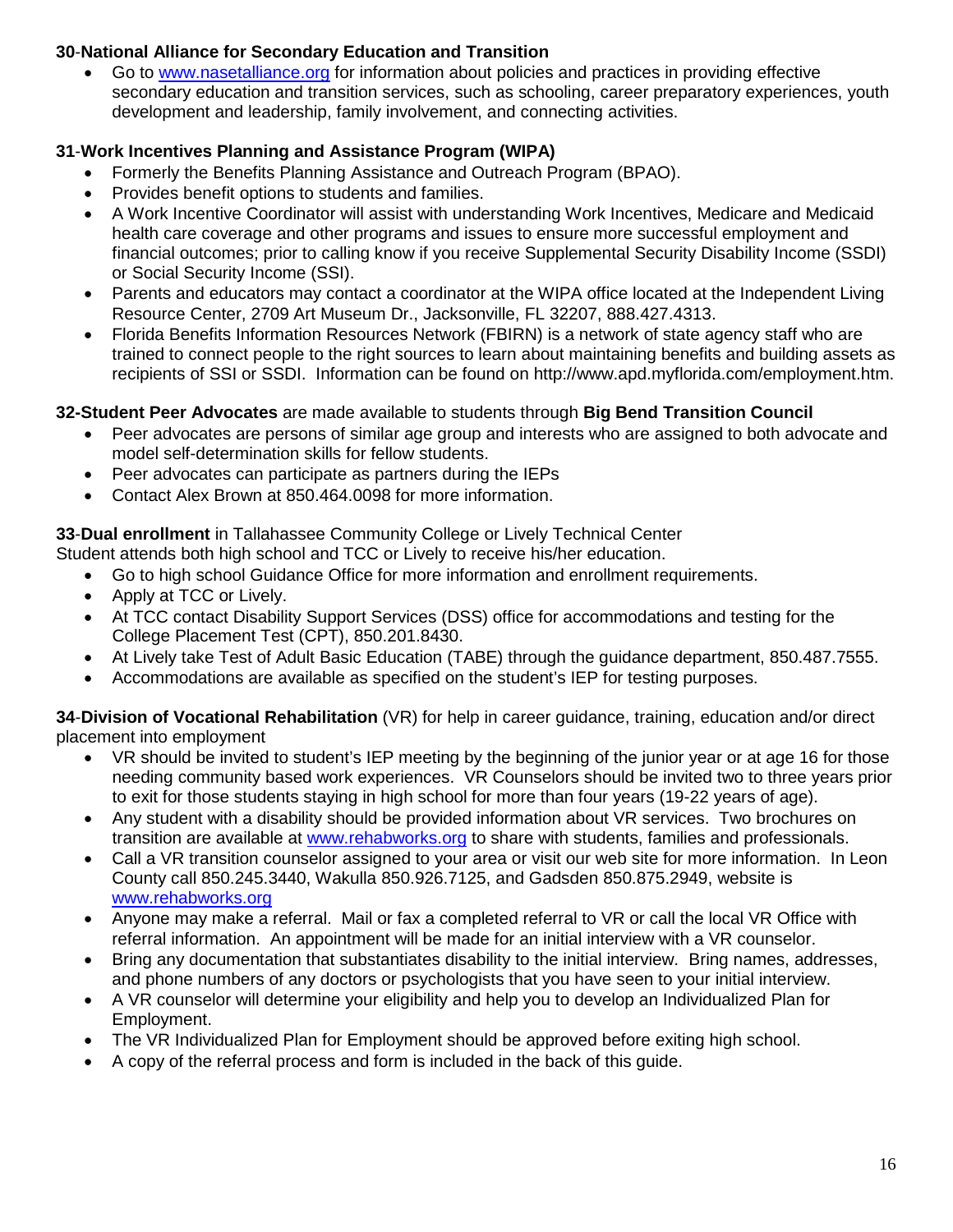**30**-**National Alliance for Secondary Education and Transition**

- Go to www.nasetalliance.org for information about policies and practices in providing effective secondary education and transition services, such as schooling, career preparatory experiences, youth development and leadership, family involvement, and connecting activities.

**31**-**Work Incentives Planning and Assistance Program (WIPA)**

- Formerly the Benefits Planning Assistance and Outreach Program (BPAO).
- Provides benefit options to students and families.
- A Work Incentive Coordinator will assist with understanding Work Incentives, Medicare and Medicaid health care coverage and other programs and issues to ensure more successful employment and financial outcomes; prior to calling know if you receive Supplemental Security Disability Income (SSDI) or Social Security Income (SSI).
- Parents and educators may contact a coordinator at the WIPA office located at the Independent Living Resource Center, 2709 Art Museum Dr., Jacksonville, FL 32207, 888.427.4313.
- Florida Benefits Information Resources Network (FBIRN) is a network of state agency staff who are trained to connect people to the right sources to learn about maintaining benefits and building assets as recipients of SSI or SSDI. Information can be found on http://www.apd.myflorida.com/employment.htm.

**32-Student Peer Advocates** are made available to students through **Big Bend Transition Council**

- Peer advocates are persons of similar age group and interests who are assigned to both advocate and model self-determination skills for fellow students.
- Peer advocates can participate as partners during the IEPs
- Contact Alex Brown at 850.464.0098 for more information.

**33**-**Dual enrollment** in Tallahassee Community College or Lively Technical Center

Student attends both high school and TCC or Lively to receive his/her education.

- Go to high school Guidance Office for more information and enrollment requirements.
- Apply at TCC or Lively.
- At TCC contact Disability Support Services (DSS) office for accommodations and testing for the College Placement Test (CPT), 850.201.8430.
- At Lively take Test of Adult Basic Education (TABE) through the guidance department, 850.487.7555.
- Accommodations are available as specified on the student's IEP for testing purposes.

**34**-**Division of Vocational Rehabilitation** (VR) for help in career guidance, training, education and/or direct placement into employment

- VR should be invited to student's IEP meeting by the beginning of the junior year or at age 16 for those needing community based work experiences. VR Counselors should be invited two to three years prior to exit for those students staying in high school for more than four years (19-22 years of age).
- Any student with a disability should be provided information about VR services. Two brochures on transition are available at www.rehabworks.org to share with students, families and professionals.
- Call a VR transition counselor assigned to your area or visit our web site for more information. In Leon County call 850.245.3440, Wakulla 850.926.7125, and Gadsden 850.875.2949, website is www.rehabworks.org
- Anyone may make a referral. Mail or fax a completed referral to VR or call the local VR Office with referral information. An appointment will be made for an initial interview with a VR counselor.
- Bring any documentation that substantiates disability to the initial interview. Bring names, addresses, and phone numbers of any doctors or psychologists that you have seen to your initial interview.
- A VR counselor will determine your eligibility and help you to develop an Individualized Plan for Employment.
- The VR Individualized Plan for Employment should be approved before exiting high school.
- A copy of the referral process and form is included in the back of this guide.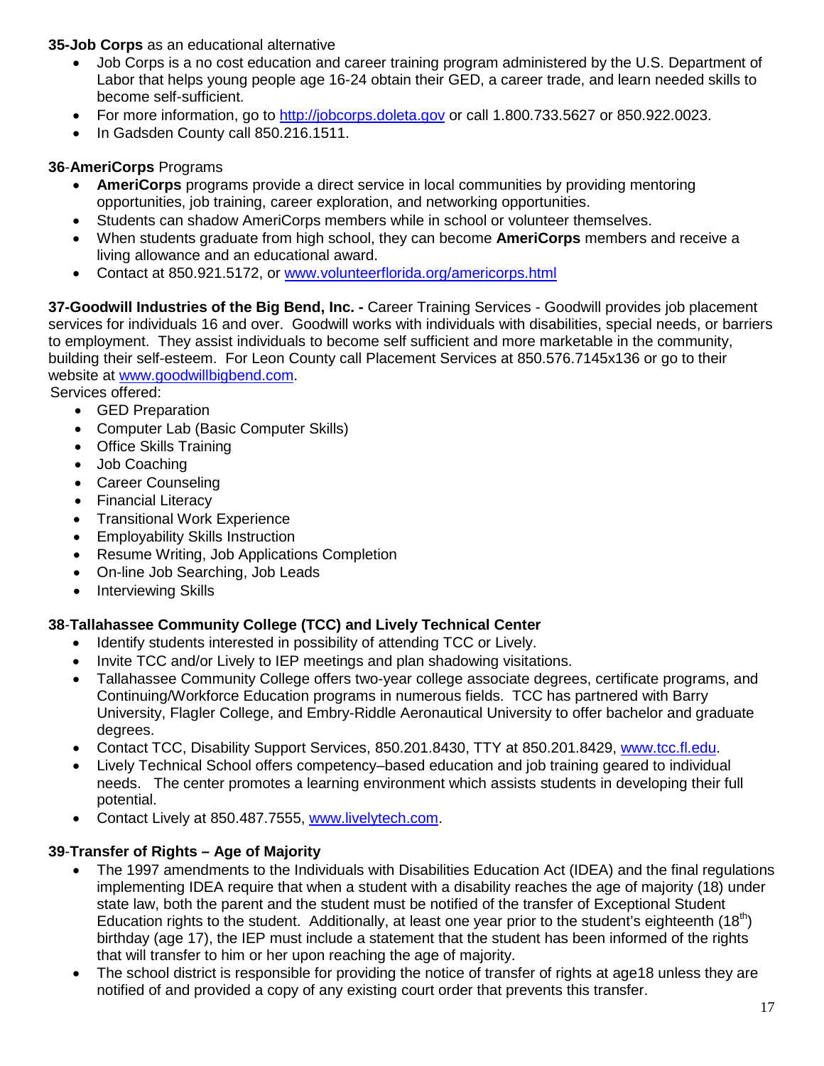**35-Job Corps** as an educational alternative

- Job Corps is a no cost education and career training program administered by the U.S. Department of Labor that helps young people age 16-24 obtain their GED, a career trade, and learn needed skills to become self-sufficient.
- For more information, go to http://jobcorps.doleta.gov or call 1.800.733.5627 or 850.922.0023.
- In Gadsden County call 850.216.1511.

**36-AmeriCorps** Programs

- **AmeriCorps** programs provide a direct service in local communities by providing mentoring opportunities, job training, career exploration, and networking opportunities.
- Students can shadow AmeriCorps members while in school or volunteer themselves.
- When students graduate from high school, they can become **AmeriCorps** members and receive a living allowance and an educational award.
- Contact at 850.921.5172, or www.volunteerflorida.org/americorps.html

**37-Goodwill Industries of the Big Bend, Inc. -** Career Training Services - Goodwill provides job placement services for individuals 16 and over. Goodwill works with individuals with disabilities, special needs, or barriers to employment. They assist individuals to become self sufficient and more marketable in the community, building their self-esteem. For Leon County call Placement Services at 850.576.7145x136 or go to their website at www.goodwillbigbend.com.

Services offered:

- GED Preparation
- Computer Lab (Basic Computer Skills)
- Office Skills Training
- Job Coaching
- Career Counseling
- Financial Literacy
- Transitional Work Experience
- Employability Skills Instruction
- Resume Writing, Job Applications Completion
- On-line Job Searching, Job Leads
- Interviewing Skills

**38-Tallahassee Community College (TCC) and Lively Technical Center**

- Identify students interested in possibility of attending TCC or Lively.
- Invite TCC and/or Lively to IEP meetings and plan shadowing visitations.
- Tallahassee Community College offers two-year college associate degrees, certificate programs, and Continuing/Workforce Education programs in numerous fields. TCC has partnered with Barry University, Flagler College, and Embry-Riddle Aeronautical University to offer bachelor and graduate degrees.
- Contact TCC, Disability Support Services, 850.201.8430, TTY at 850.201.8429, www.tcc.fl.edu.
- Lively Technical School offers competency–based education and job training geared to individual needs. The center promotes a learning environment which assists students in developing their full potential.
- Contact Lively at 850.487.7555, www.livelytech.com.

**39-Transfer of Rights – Age of Majority**

- The 1997 amendments to the Individuals with Disabilities Education Act (IDEA) and the final regulations implementing IDEA require that when a student with a disability reaches the age of majority (18) under state law, both the parent and the student must be notified of the transfer of Exceptional Student Education rights to the student. Additionally, at least one year prior to the student's eighteenth (18th) birthday (age 17), the IEP must include a statement that the student has been informed of the rights that will transfer to him or her upon reaching the age of majority.
- The school district is responsible for providing the notice of transfer of rights at age18 unless they are notified of and provided a copy of any existing court order that prevents this transfer.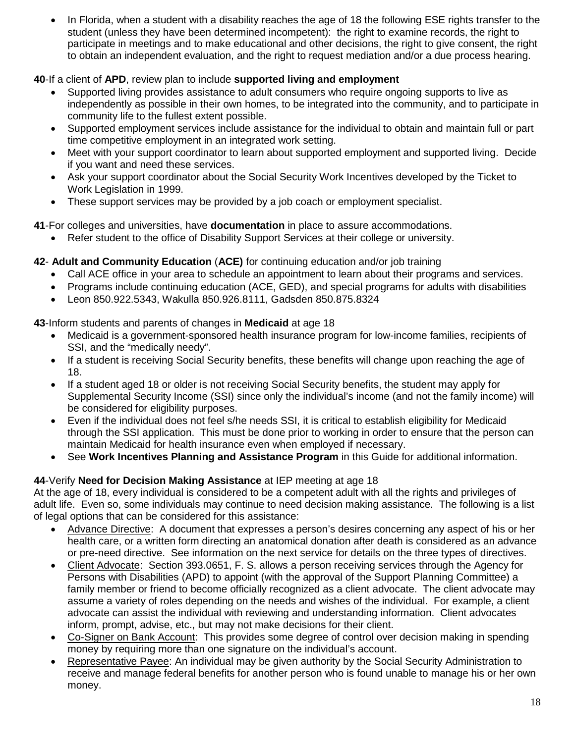- In Florida, when a student with a disability reaches the age of 18 the following ESE rights transfer to the student (unless they have been determined incompetent): the right to examine records, the right to participate in meetings and to make educational and other decisions, the right to give consent, the right to obtain an independent evaluation, and the right to request mediation and/or a due process hearing.

**40**-If a client of **APD**, review plan to include **supported living and employment**

- Supported living provides assistance to adult consumers who require ongoing supports to live as independently as possible in their own homes, to be integrated into the community, and to participate in community life to the fullest extent possible.
- Supported employment services include assistance for the individual to obtain and maintain full or part time competitive employment in an integrated work setting.
- Meet with your support coordinator to learn about supported employment and supported living. Decide if you want and need these services.
- Ask your support coordinator about the Social Security Work Incentives developed by the Ticket to Work Legislation in 1999.
- These support services may be provided by a job coach or employment specialist.

**41**-For colleges and universities, have **documentation** in place to assure accommodations.

- Refer student to the office of Disability Support Services at their college or university.

**42**- **Adult and Community Education** (**ACE)** for continuing education and/or job training

- Call ACE office in your area to schedule an appointment to learn about their programs and services.
- Programs include continuing education (ACE, GED), and special programs for adults with disabilities
- Leon 850.922.5343, Wakulla 850.926.8111, Gadsden 850.875.8324

**43**-Inform students and parents of changes in **Medicaid** at age 18

- Medicaid is a government-sponsored health insurance program for low-income families, recipients of SSI, and the "medically needy".
- If a student is receiving Social Security benefits, these benefits will change upon reaching the age of 18.
- If a student aged 18 or older is not receiving Social Security benefits, the student may apply for Supplemental Security Income (SSI) since only the individual's income (and not the family income) will be considered for eligibility purposes.
- Even if the individual does not feel s/he needs SSI, it is critical to establish eligibility for Medicaid through the SSI application. This must be done prior to working in order to ensure that the person can maintain Medicaid for health insurance even when employed if necessary.
- See **Work Incentives Planning and Assistance Program** in this Guide for additional information.

**44**-Verify **Need for Decision Making Assistance** at IEP meeting at age 18

At the age of 18, every individual is considered to be a competent adult with all the rights and privileges of adult life. Even so, some individuals may continue to need decision making assistance. The following is a list of legal options that can be considered for this assistance:

- Advance Directive: A document that expresses a person's desires concerning any aspect of his or her health care, or a written form directing an anatomical donation after death is considered as an advance or pre-need directive. See information on the next service for details on the three types of directives.
- Client Advocate: Section 393.0651, F. S. allows a person receiving services through the Agency for Persons with Disabilities (APD) to appoint (with the approval of the Support Planning Committee) a family member or friend to become officially recognized as a client advocate. The client advocate may assume a variety of roles depending on the needs and wishes of the individual. For example, a client advocate can assist the individual with reviewing and understanding information. Client advocates inform, prompt, advise, etc., but may not make decisions for their client.
- Co-Signer on Bank Account: This provides some degree of control over decision making in spending money by requiring more than one signature on the individual's account.
- Representative Payee: An individual may be given authority by the Social Security Administration to receive and manage federal benefits for another person who is found unable to manage his or her own money.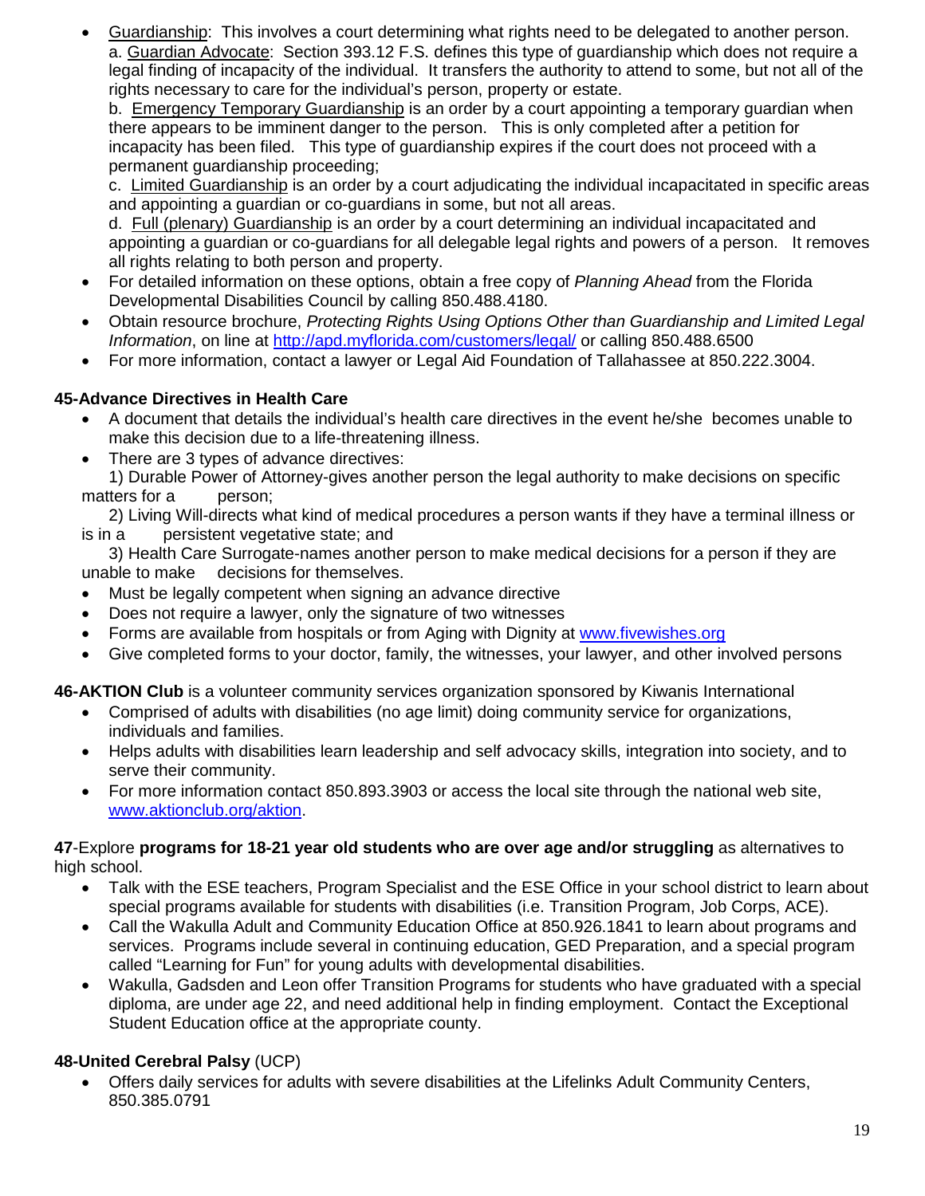- Guardianship: This involves a court determining what rights need to be delegated to another person.
  a. Guardian Advocate: Section 393.12 F.S. defines this type of guardianship which does not require a legal finding of incapacity of the individual. It transfers the authority to attend to some, but not all of the rights necessary to care for the individual's person, property or estate.
  b. Emergency Temporary Guardianship is an order by a court appointing a temporary guardian when there appears to be imminent danger to the person. This is only completed after a petition for incapacity has been filed. This type of guardianship expires if the court does not proceed with a permanent guardianship proceeding;
  c. Limited Guardianship is an order by a court adjudicating the individual incapacitated in specific areas and appointing a guardian or co-guardians in some, but not all areas.
  d. Full (plenary) Guardianship is an order by a court determining an individual incapacitated and appointing a guardian or co-guardians for all delegable legal rights and powers of a person. It removes all rights relating to both person and property.
- For detailed information on these options, obtain a free copy of *Planning Ahead* from the Florida Developmental Disabilities Council by calling 850.488.4180.
- Obtain resource brochure, *Protecting Rights Using Options Other than Guardianship and Limited Legal Information*, on line at http://apd.myflorida.com/customers/legal/ or calling 850.488.6500
- For more information, contact a lawyer or Legal Aid Foundation of Tallahassee at 850.222.3004.

**45-Advance Directives in Health Care**

- A document that details the individual's health care directives in the event he/she becomes unable to make this decision due to a life-threatening illness.
- There are 3 types of advance directives:
  1) Durable Power of Attorney-gives another person the legal authority to make decisions on specific matters for a person;
  2) Living Will-directs what kind of medical procedures a person wants if they have a terminal illness or is in a persistent vegetative state; and
  3) Health Care Surrogate-names another person to make medical decisions for a person if they are unable to make decisions for themselves.
- Must be legally competent when signing an advance directive
- Does not require a lawyer, only the signature of two witnesses
- Forms are available from hospitals or from Aging with Dignity at www.fivewishes.org
- Give completed forms to your doctor, family, the witnesses, your lawyer, and other involved persons

**46-AKTION Club** is a volunteer community services organization sponsored by Kiwanis International

- Comprised of adults with disabilities (no age limit) doing community service for organizations, individuals and families.
- Helps adults with disabilities learn leadership and self advocacy skills, integration into society, and to serve their community.
- For more information contact 850.893.3903 or access the local site through the national web site, www.aktionclub.org/aktion.

**47**-Explore **programs for 18-21 year old students who are over age and/or struggling** as alternatives to high school.

- Talk with the ESE teachers, Program Specialist and the ESE Office in your school district to learn about special programs available for students with disabilities (i.e. Transition Program, Job Corps, ACE).
- Call the Wakulla Adult and Community Education Office at 850.926.1841 to learn about programs and services. Programs include several in continuing education, GED Preparation, and a special program called "Learning for Fun" for young adults with developmental disabilities.
- Wakulla, Gadsden and Leon offer Transition Programs for students who have graduated with a special diploma, are under age 22, and need additional help in finding employment. Contact the Exceptional Student Education office at the appropriate county.

**48-United Cerebral Palsy** (UCP)

- Offers daily services for adults with severe disabilities at the Lifelinks Adult Community Centers, 850.385.0791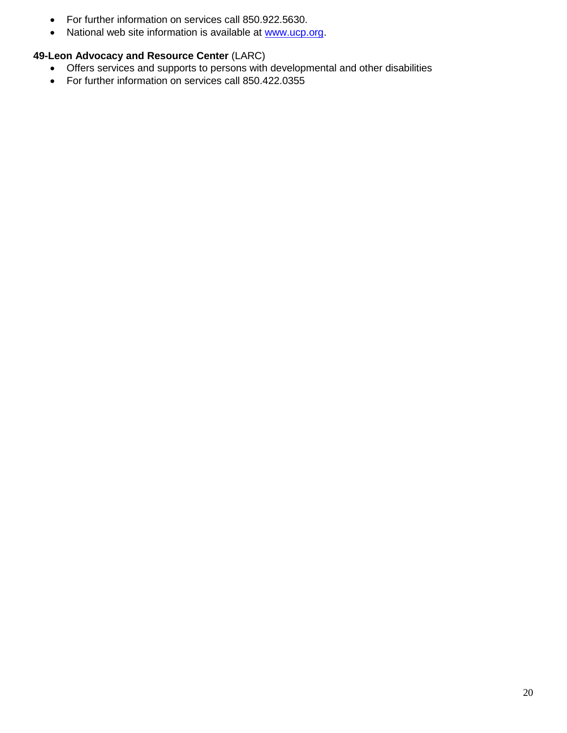- For further information on services call 850.922.5630.
- National web site information is available at [www.ucp.org](http://www.ucp.org).

**49-Leon Advocacy and Resource Center** (LARC)

- Offers services and supports to persons with developmental and other disabilities
- For further information on services call 850.422.0355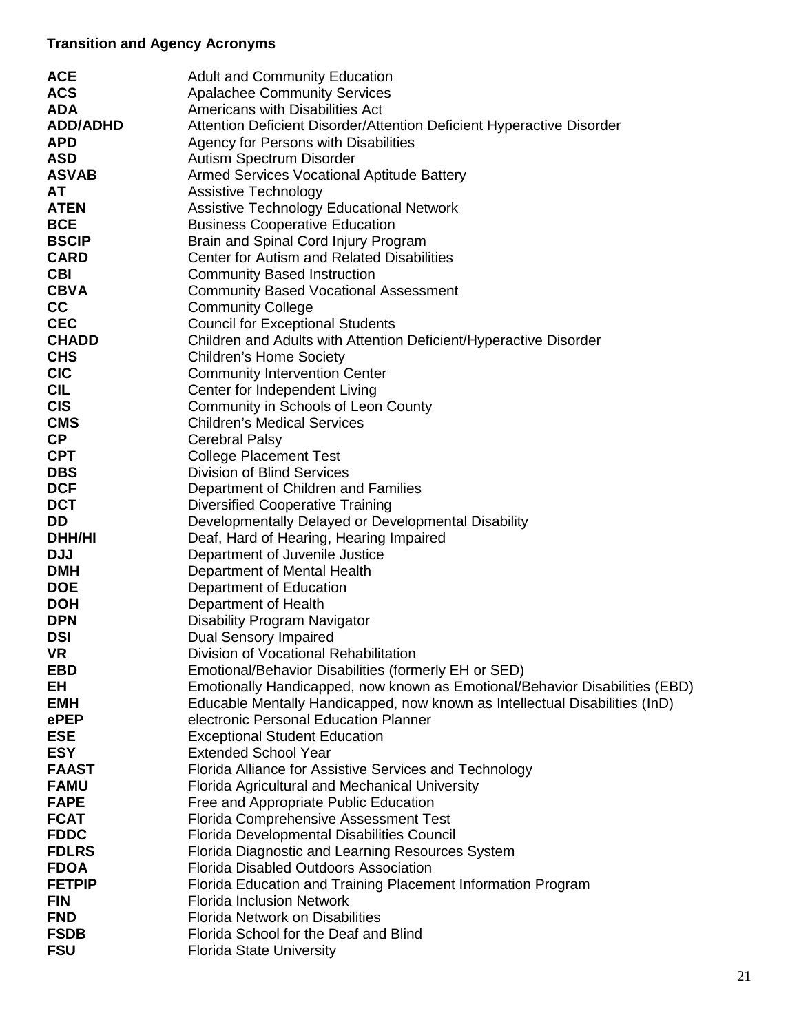**Transition and Agency Acronyms**

| | |
|---|---|
| **ACE** | Adult and Community Education |
| **ACS** | Apalachee Community Services |
| **ADA** | Americans with Disabilities Act |
| **ADD/ADHD** | Attention Deficient Disorder/Attention Deficient Hyperactive Disorder |
| **APD** | Agency for Persons with Disabilities |
| **ASD** | Autism Spectrum Disorder |
| **ASVAB** | Armed Services Vocational Aptitude Battery |
| **AT** | Assistive Technology |
| **ATEN** | Assistive Technology Educational Network |
| **BCE** | Business Cooperative Education |
| **BSCIP** | Brain and Spinal Cord Injury Program |
| **CARD** | Center for Autism and Related Disabilities |
| **CBI** | Community Based Instruction |
| **CBVA** | Community Based Vocational Assessment |
| **CC** | Community College |
| **CEC** | Council for Exceptional Students |
| **CHADD** | Children and Adults with Attention Deficient/Hyperactive Disorder |
| **CHS** | Children's Home Society |
| **CIC** | Community Intervention Center |
| **CIL** | Center for Independent Living |
| **CIS** | Community in Schools of Leon County |
| **CMS** | Children's Medical Services |
| **CP** | Cerebral Palsy |
| **CPT** | College Placement Test |
| **DBS** | Division of Blind Services |
| **DCF** | Department of Children and Families |
| **DCT** | Diversified Cooperative Training |
| **DD** | Developmentally Delayed or Developmental Disability |
| **DHH/HI** | Deaf, Hard of Hearing, Hearing Impaired |
| **DJJ** | Department of Juvenile Justice |
| **DMH** | Department of Mental Health |
| **DOE** | Department of Education |
| **DOH** | Department of Health |
| **DPN** | Disability Program Navigator |
| **DSI** | Dual Sensory Impaired |
| **VR** | Division of Vocational Rehabilitation |
| **EBD** | Emotional/Behavior Disabilities (formerly EH or SED) |
| **EH** | Emotionally Handicapped, now known as Emotional/Behavior Disabilities (EBD) |
| **EMH** | Educable Mentally Handicapped, now known as Intellectual Disabilities (InD) |
| **ePEP** | electronic Personal Education Planner |
| **ESE** | Exceptional Student Education |
| **ESY** | Extended School Year |
| **FAAST** | Florida Alliance for Assistive Services and Technology |
| **FAMU** | Florida Agricultural and Mechanical University |
| **FAPE** | Free and Appropriate Public Education |
| **FCAT** | Florida Comprehensive Assessment Test |
| **FDDC** | Florida Developmental Disabilities Council |
| **FDLRS** | Florida Diagnostic and Learning Resources System |
| **FDOA** | Florida Disabled Outdoors Association |
| **FETPIP** | Florida Education and Training Placement Information Program |
| **FIN** | Florida Inclusion Network |
| **FND** | Florida Network on Disabilities |
| **FSDB** | Florida School for the Deaf and Blind |
| **FSU** | Florida State University |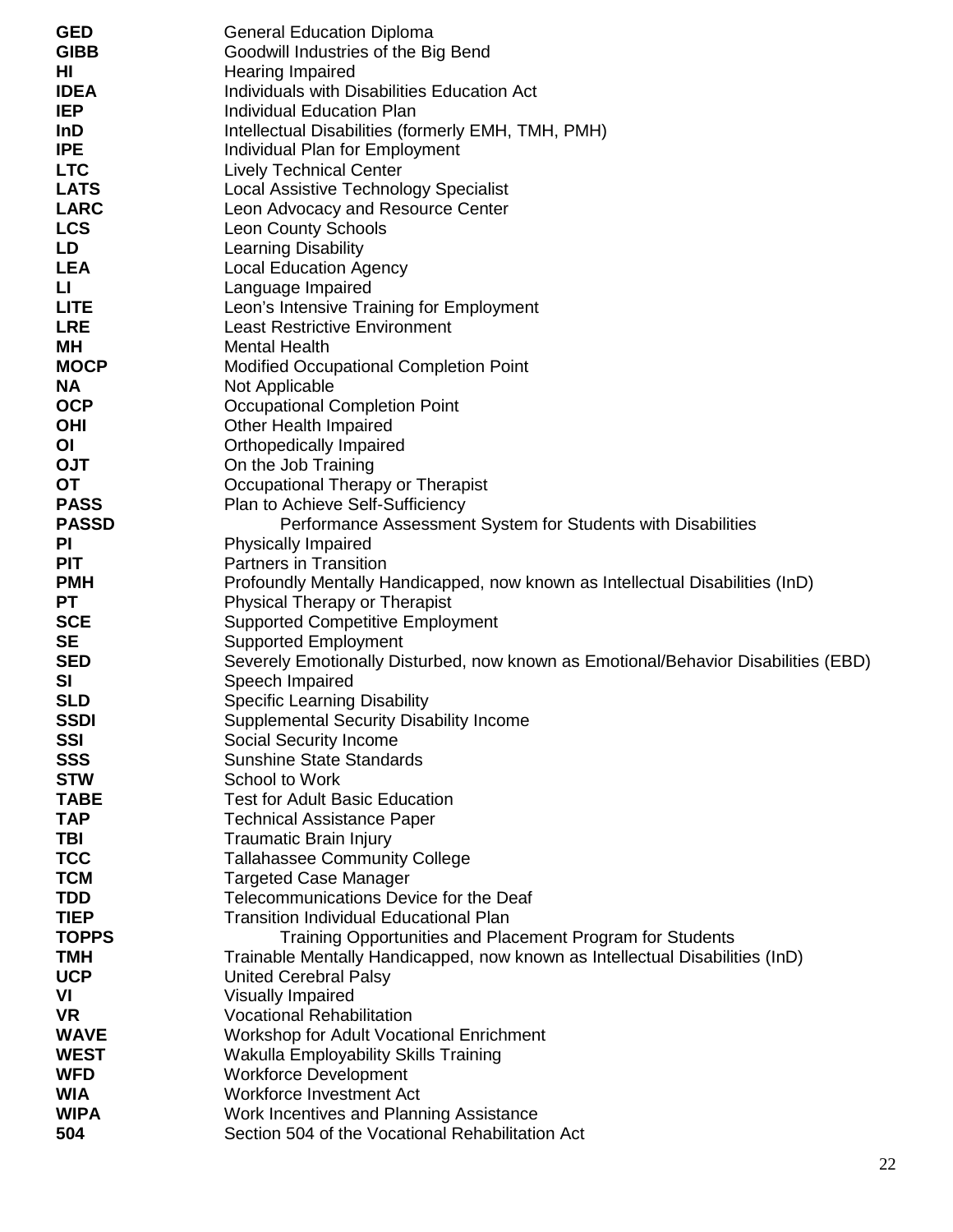| | |
|---|---|
| **GED** | General Education Diploma |
| **GIBB** | Goodwill Industries of the Big Bend |
| **HI** | Hearing Impaired |
| **IDEA** | Individuals with Disabilities Education Act |
| **IEP** | Individual Education Plan |
| **InD** | Intellectual Disabilities (formerly EMH, TMH, PMH) |
| **IPE** | Individual Plan for Employment |
| **LTC** | Lively Technical Center |
| **LATS** | Local Assistive Technology Specialist |
| **LARC** | Leon Advocacy and Resource Center |
| **LCS** | Leon County Schools |
| **LD** | Learning Disability |
| **LEA** | Local Education Agency |
| **LI** | Language Impaired |
| **LITE** | Leon's Intensive Training for Employment |
| **LRE** | Least Restrictive Environment |
| **MH** | Mental Health |
| **MOCP** | Modified Occupational Completion Point |
| **NA** | Not Applicable |
| **OCP** | Occupational Completion Point |
| **OHI** | Other Health Impaired |
| **OI** | Orthopedically Impaired |
| **OJT** | On the Job Training |
| **OT** | Occupational Therapy or Therapist |
| **PASS** | Plan to Achieve Self-Sufficiency |
| **PASSD** | Performance Assessment System for Students with Disabilities |
| **PI** | Physically Impaired |
| **PIT** | Partners in Transition |
| **PMH** | Profoundly Mentally Handicapped, now known as Intellectual Disabilities (InD) |
| **PT** | Physical Therapy or Therapist |
| **SCE** | Supported Competitive Employment |
| **SE** | Supported Employment |
| **SED** | Severely Emotionally Disturbed, now known as Emotional/Behavior Disabilities (EBD) |
| **SI** | Speech Impaired |
| **SLD** | Specific Learning Disability |
| **SSDI** | Supplemental Security Disability Income |
| **SSI** | Social Security Income |
| **SSS** | Sunshine State Standards |
| **STW** | School to Work |
| **TABE** | Test for Adult Basic Education |
| **TAP** | Technical Assistance Paper |
| **TBI** | Traumatic Brain Injury |
| **TCC** | Tallahassee Community College |
| **TCM** | Targeted Case Manager |
| **TDD** | Telecommunications Device for the Deaf |
| **TIEP** | Transition Individual Educational Plan |
| **TOPPS** | Training Opportunities and Placement Program for Students |
| **TMH** | Trainable Mentally Handicapped, now known as Intellectual Disabilities (InD) |
| **UCP** | United Cerebral Palsy |
| **VI** | Visually Impaired |
| **VR** | Vocational Rehabilitation |
| **WAVE** | Workshop for Adult Vocational Enrichment |
| **WEST** | Wakulla Employability Skills Training |
| **WFD** | Workforce Development |
| **WIA** | Workforce Investment Act |
| **WIPA** | Work Incentives and Planning Assistance |
| **504** | Section 504 of the Vocational Rehabilitation Act |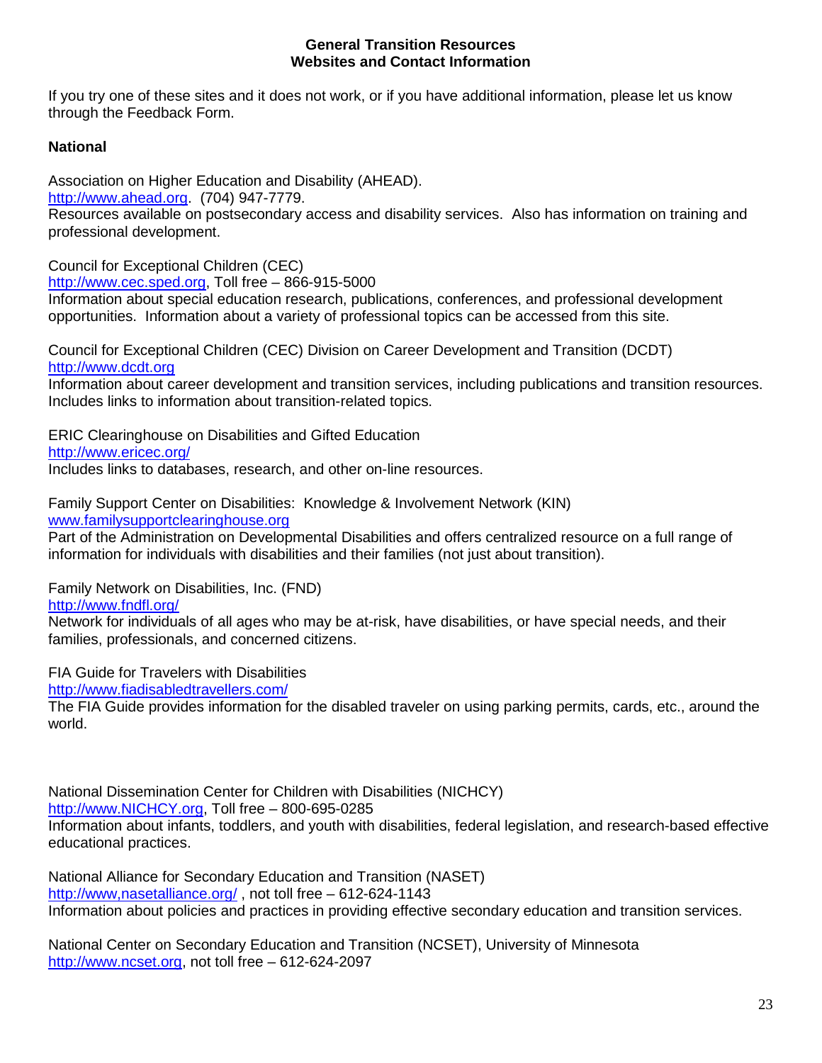**General Transition Resources**
**Websites and Contact Information**

If you try one of these sites and it does not work, or if you have additional information, please let us know through the Feedback Form.

**National**

Association on Higher Education and Disability (AHEAD).
http://www.ahead.org. (704) 947-7779.
Resources available on postsecondary access and disability services. Also has information on training and professional development.

Council for Exceptional Children (CEC)
http://www.cec.sped.org, Toll free – 866-915-5000
Information about special education research, publications, conferences, and professional development opportunities. Information about a variety of professional topics can be accessed from this site.

Council for Exceptional Children (CEC) Division on Career Development and Transition (DCDT)
http://www.dcdt.org
Information about career development and transition services, including publications and transition resources. Includes links to information about transition-related topics.

ERIC Clearinghouse on Disabilities and Gifted Education
http://www.ericec.org/
Includes links to databases, research, and other on-line resources.

Family Support Center on Disabilities: Knowledge & Involvement Network (KIN)
www.familysupportclearinghouse.org
Part of the Administration on Developmental Disabilities and offers centralized resource on a full range of information for individuals with disabilities and their families (not just about transition).

Family Network on Disabilities, Inc. (FND)
http://www.fndfl.org/
Network for individuals of all ages who may be at-risk, have disabilities, or have special needs, and their families, professionals, and concerned citizens.

FIA Guide for Travelers with Disabilities
http://www.fiadisabledtravellers.com/
The FIA Guide provides information for the disabled traveler on using parking permits, cards, etc., around the world.

National Dissemination Center for Children with Disabilities (NICHCY)
http://www.NICHCY.org, Toll free – 800-695-0285
Information about infants, toddlers, and youth with disabilities, federal legislation, and research-based effective educational practices.

National Alliance for Secondary Education and Transition (NASET)
http://www,nasetalliance.org/ , not toll free – 612-624-1143
Information about policies and practices in providing effective secondary education and transition services.

National Center on Secondary Education and Transition (NCSET), University of Minnesota
http://www.ncset.org, not toll free – 612-624-2097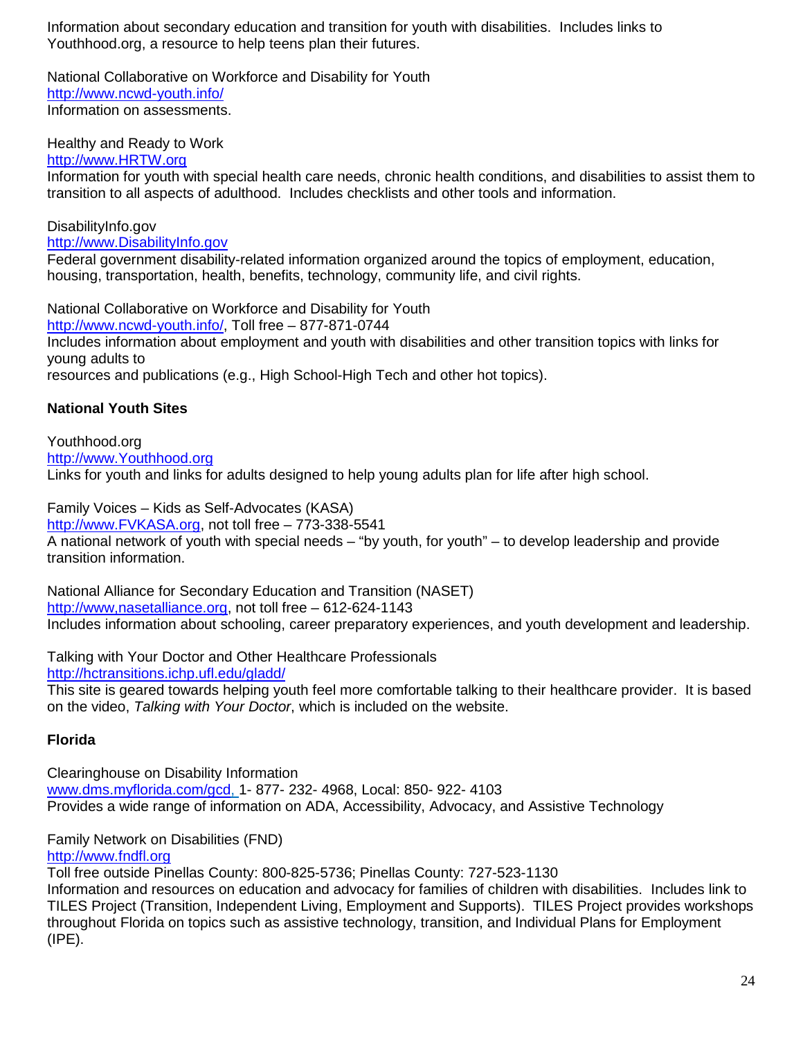Information about secondary education and transition for youth with disabilities.  Includes links to Youthhood.org, a resource to help teens plan their futures.

National Collaborative on Workforce and Disability for Youth
http://www.ncwd-youth.info/
Information on assessments.

Healthy and Ready to Work
http://www.HRTW.org
Information for youth with special health care needs, chronic health conditions, and disabilities to assist them to transition to all aspects of adulthood.  Includes checklists and other tools and information.

DisabilityInfo.gov
http://www.DisabilityInfo.gov
Federal government disability-related information organized around the topics of employment, education, housing, transportation, health, benefits, technology, community life, and civil rights.

National Collaborative on Workforce and Disability for Youth
http://www.ncwd-youth.info/, Toll free – 877-871-0744
Includes information about employment and youth with disabilities and other transition topics with links for young adults to
resources and publications (e.g., High School-High Tech and other hot topics).

**National Youth Sites**

Youthhood.org
http://www.Youthhood.org
Links for youth and links for adults designed to help young adults plan for life after high school.

Family Voices – Kids as Self-Advocates (KASA)
http://www.FVKASA.org, not toll free – 773-338-5541
A national network of youth with special needs – "by youth, for youth" – to develop leadership and provide transition information.

National Alliance for Secondary Education and Transition (NASET)
http://www,nasetalliance.org, not toll free – 612-624-1143
Includes information about schooling, career preparatory experiences, and youth development and leadership.

Talking with Your Doctor and Other Healthcare Professionals
http://hctransitions.ichp.ufl.edu/gladd/
This site is geared towards helping youth feel more comfortable talking to their healthcare provider.  It is based on the video, *Talking with Your Doctor*, which is included on the website.

**Florida**

Clearinghouse on Disability Information
www.dms.myflorida.com/gcd, 1- 877- 232- 4968, Local: 850- 922- 4103
Provides a wide range of information on ADA, Accessibility, Advocacy, and Assistive Technology

Family Network on Disabilities (FND)
http://www.fndfl.org
Toll free outside Pinellas County: 800-825-5736; Pinellas County: 727-523-1130
Information and resources on education and advocacy for families of children with disabilities.  Includes link to TILES Project (Transition, Independent Living, Employment and Supports).  TILES Project provides workshops throughout Florida on topics such as assistive technology, transition, and Individual Plans for Employment (IPE).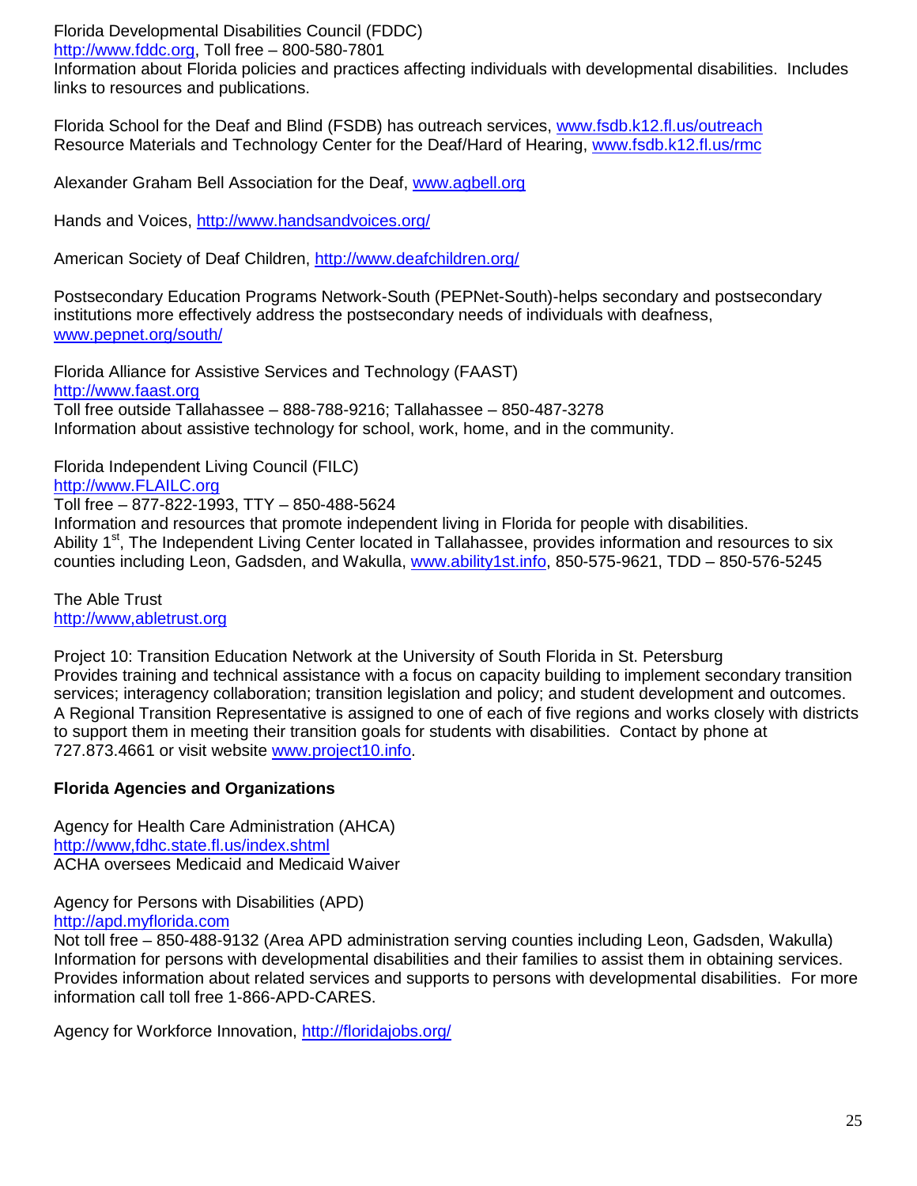Florida Developmental Disabilities Council (FDDC)
http://www.fddc.org, Toll free – 800-580-7801
Information about Florida policies and practices affecting individuals with developmental disabilities. Includes links to resources and publications.

Florida School for the Deaf and Blind (FSDB) has outreach services, www.fsdb.k12.fl.us/outreach
Resource Materials and Technology Center for the Deaf/Hard of Hearing, www.fsdb.k12.fl.us/rmc

Alexander Graham Bell Association for the Deaf, www.agbell.org

Hands and Voices, http://www.handsandvoices.org/

American Society of Deaf Children, http://www.deafchildren.org/

Postsecondary Education Programs Network-South (PEPNet-South)-helps secondary and postsecondary institutions more effectively address the postsecondary needs of individuals with deafness, www.pepnet.org/south/

Florida Alliance for Assistive Services and Technology (FAAST)
http://www.faast.org
Toll free outside Tallahassee – 888-788-9216; Tallahassee – 850-487-3278
Information about assistive technology for school, work, home, and in the community.

Florida Independent Living Council (FILC)
http://www.FLAILC.org
Toll free – 877-822-1993, TTY – 850-488-5624
Information and resources that promote independent living in Florida for people with disabilities.
Ability 1st, The Independent Living Center located in Tallahassee, provides information and resources to six counties including Leon, Gadsden, and Wakulla, www.ability1st.info, 850-575-9621, TDD – 850-576-5245

The Able Trust
http://www,abletrust.org

Project 10: Transition Education Network at the University of South Florida in St. Petersburg
Provides training and technical assistance with a focus on capacity building to implement secondary transition services; interagency collaboration; transition legislation and policy; and student development and outcomes. A Regional Transition Representative is assigned to one of each of five regions and works closely with districts to support them in meeting their transition goals for students with disabilities. Contact by phone at 727.873.4661 or visit website www.project10.info.

**Florida Agencies and Organizations**

Agency for Health Care Administration (AHCA)
http://www,fdhc.state.fl.us/index.shtml
ACHA oversees Medicaid and Medicaid Waiver

Agency for Persons with Disabilities (APD)
http://apd.myflorida.com
Not toll free – 850-488-9132 (Area APD administration serving counties including Leon, Gadsden, Wakulla)
Information for persons with developmental disabilities and their families to assist them in obtaining services. Provides information about related services and supports to persons with developmental disabilities. For more information call toll free 1-866-APD-CARES.

Agency for Workforce Innovation, http://floridajobs.org/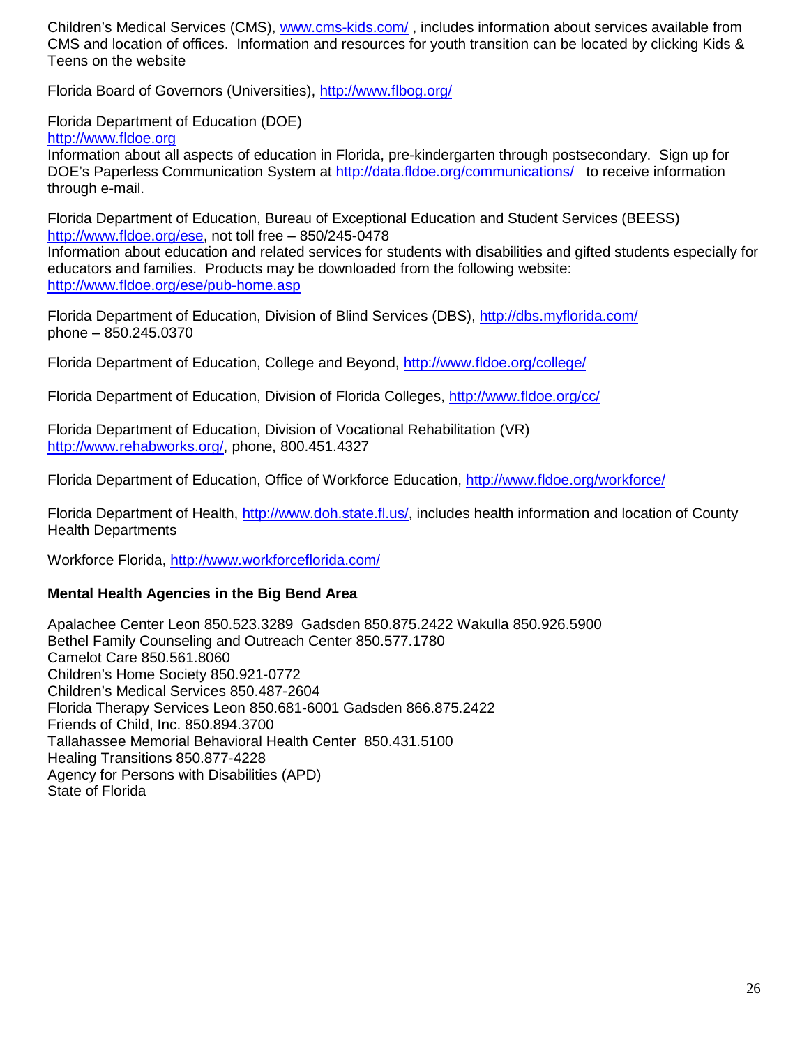Children's Medical Services (CMS), www.cms-kids.com/ , includes information about services available from CMS and location of offices. Information and resources for youth transition can be located by clicking Kids & Teens on the website

Florida Board of Governors (Universities), http://www.flbog.org/

Florida Department of Education (DOE)
http://www.fldoe.org
Information about all aspects of education in Florida, pre-kindergarten through postsecondary. Sign up for DOE's Paperless Communication System at http://data.fldoe.org/communications/ to receive information through e-mail.

Florida Department of Education, Bureau of Exceptional Education and Student Services (BEESS)
http://www.fldoe.org/ese, not toll free – 850/245-0478
Information about education and related services for students with disabilities and gifted students especially for educators and families. Products may be downloaded from the following website:
http://www.fldoe.org/ese/pub-home.asp

Florida Department of Education, Division of Blind Services (DBS), http://dbs.myflorida.com/
phone – 850.245.0370

Florida Department of Education, College and Beyond, http://www.fldoe.org/college/

Florida Department of Education, Division of Florida Colleges, http://www.fldoe.org/cc/

Florida Department of Education, Division of Vocational Rehabilitation (VR)
http://www.rehabworks.org/, phone, 800.451.4327

Florida Department of Education, Office of Workforce Education, http://www.fldoe.org/workforce/

Florida Department of Health, http://www.doh.state.fl.us/, includes health information and location of County Health Departments

Workforce Florida, http://www.workforceflorida.com/

**Mental Health Agencies in the Big Bend Area**

Apalachee Center Leon 850.523.3289 Gadsden 850.875.2422 Wakulla 850.926.5900
Bethel Family Counseling and Outreach Center 850.577.1780
Camelot Care 850.561.8060
Children's Home Society 850.921-0772
Children's Medical Services 850.487-2604
Florida Therapy Services Leon 850.681-6001 Gadsden 866.875.2422
Friends of Child, Inc. 850.894.3700
Tallahassee Memorial Behavioral Health Center 850.431.5100
Healing Transitions 850.877-4228
Agency for Persons with Disabilities (APD)
State of Florida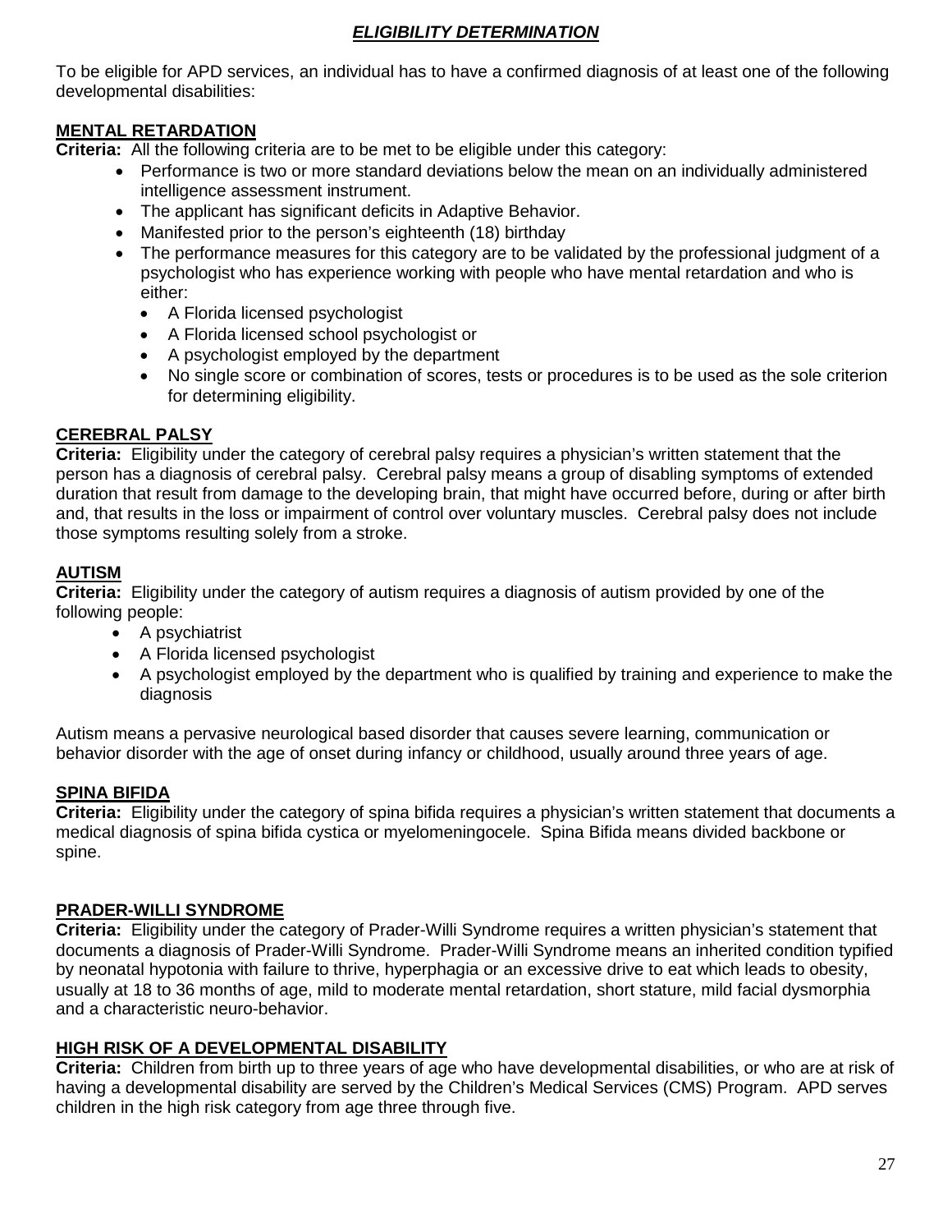# ***ELIGIBILITY DETERMINATION***

To be eligible for APD services, an individual has to have a confirmed diagnosis of at least one of the following developmental disabilities:

## MENTAL RETARDATION

**Criteria:** All the following criteria are to be met to be eligible under this category:

- Performance is two or more standard deviations below the mean on an individually administered intelligence assessment instrument.
- The applicant has significant deficits in Adaptive Behavior.
- Manifested prior to the person's eighteenth (18) birthday
- The performance measures for this category are to be validated by the professional judgment of a psychologist who has experience working with people who have mental retardation and who is either:
  - A Florida licensed psychologist
  - A Florida licensed school psychologist or
  - A psychologist employed by the department
  - No single score or combination of scores, tests or procedures is to be used as the sole criterion for determining eligibility.

## CEREBRAL PALSY

**Criteria:** Eligibility under the category of cerebral palsy requires a physician's written statement that the person has a diagnosis of cerebral palsy. Cerebral palsy means a group of disabling symptoms of extended duration that result from damage to the developing brain, that might have occurred before, during or after birth and, that results in the loss or impairment of control over voluntary muscles. Cerebral palsy does not include those symptoms resulting solely from a stroke.

## AUTISM

**Criteria:** Eligibility under the category of autism requires a diagnosis of autism provided by one of the following people:

- A psychiatrist
- A Florida licensed psychologist
- A psychologist employed by the department who is qualified by training and experience to make the diagnosis

Autism means a pervasive neurological based disorder that causes severe learning, communication or behavior disorder with the age of onset during infancy or childhood, usually around three years of age.

## SPINA BIFIDA

**Criteria:** Eligibility under the category of spina bifida requires a physician's written statement that documents a medical diagnosis of spina bifida cystica or myelomeningocele. Spina Bifida means divided backbone or spine.

## PRADER-WILLI SYNDROME

**Criteria:** Eligibility under the category of Prader-Willi Syndrome requires a written physician's statement that documents a diagnosis of Prader-Willi Syndrome. Prader-Willi Syndrome means an inherited condition typified by neonatal hypotonia with failure to thrive, hyperphagia or an excessive drive to eat which leads to obesity, usually at 18 to 36 months of age, mild to moderate mental retardation, short stature, mild facial dysmorphia and a characteristic neuro-behavior.

## HIGH RISK OF A DEVELOPMENTAL DISABILITY

**Criteria:** Children from birth up to three years of age who have developmental disabilities, or who are at risk of having a developmental disability are served by the Children's Medical Services (CMS) Program. APD serves children in the high risk category from age three through five.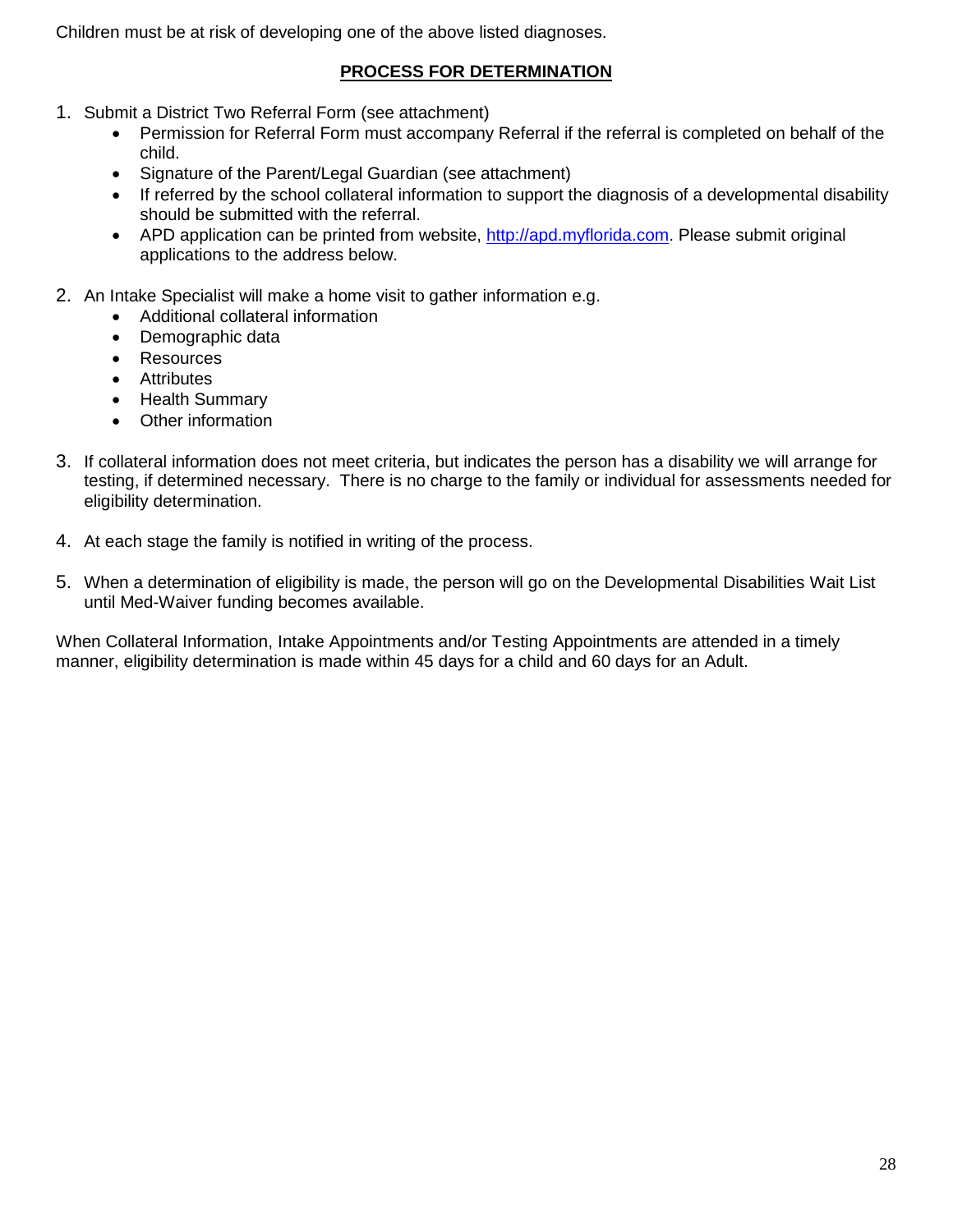Children must be at risk of developing one of the above listed diagnoses.

## PROCESS FOR DETERMINATION

1. Submit a District Two Referral Form (see attachment)
   - Permission for Referral Form must accompany Referral if the referral is completed on behalf of the child.
   - Signature of the Parent/Legal Guardian (see attachment)
   - If referred by the school collateral information to support the diagnosis of a developmental disability should be submitted with the referral.
   - APD application can be printed from website, http://apd.myflorida.com. Please submit original applications to the address below.

2. An Intake Specialist will make a home visit to gather information e.g.
   - Additional collateral information
   - Demographic data
   - Resources
   - Attributes
   - Health Summary
   - Other information

3. If collateral information does not meet criteria, but indicates the person has a disability we will arrange for testing, if determined necessary. There is no charge to the family or individual for assessments needed for eligibility determination.

4. At each stage the family is notified in writing of the process.

5. When a determination of eligibility is made, the person will go on the Developmental Disabilities Wait List until Med-Waiver funding becomes available.

When Collateral Information, Intake Appointments and/or Testing Appointments are attended in a timely manner, eligibility determination is made within 45 days for a child and 60 days for an Adult.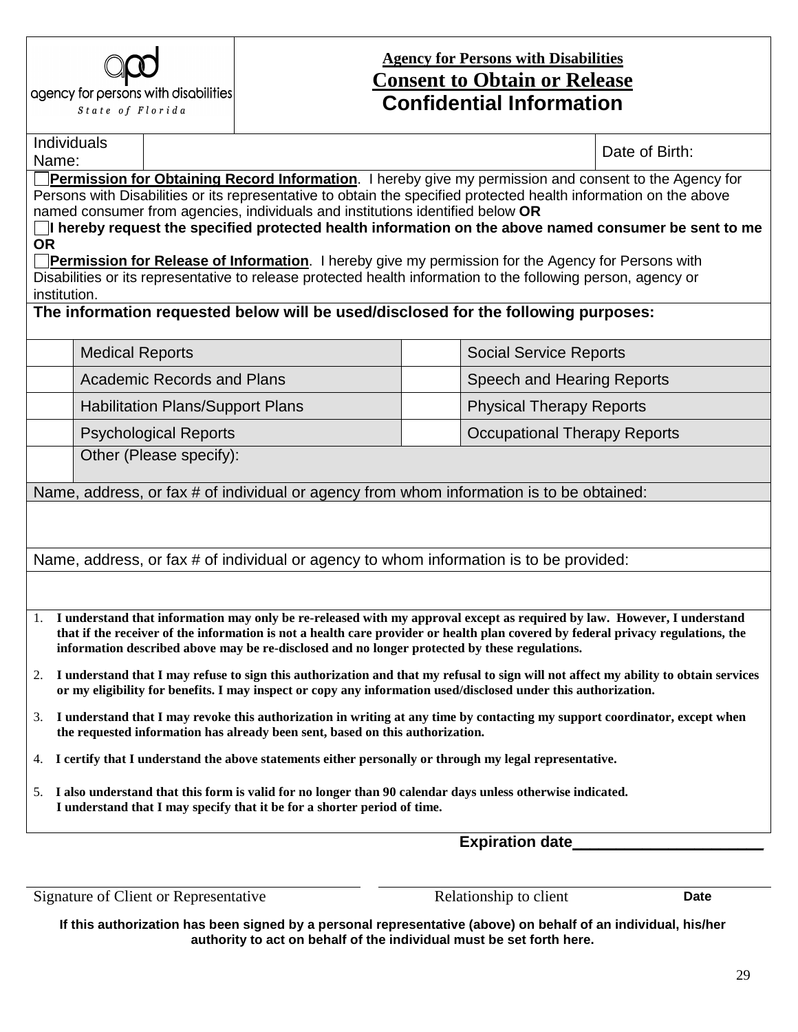agency for persons with disabilities
*State of Florida*

**Agency for Persons with Disabilities**

# Consent to Obtain or Release Confidential Information

| Individuals Name: | | Date of Birth: |
|---|---|---|

☐ **Permission for Obtaining Record Information**. I hereby give my permission and consent to the Agency for Persons with Disabilities or its representative to obtain the specified protected health information on the above named consumer from agencies, individuals and institutions identified below **OR**

☐ **I hereby request the specified protected health information on the above named consumer be sent to me OR**

☐ **Permission for Release of Information**. I hereby give my permission for the Agency for Persons with Disabilities or its representative to release protected health information to the following person, agency or institution.

**The information requested below will be used/disclosed for the following purposes:**

| | | | |
|---|---|---|---|
| | Medical Reports | | Social Service Reports |
| | Academic Records and Plans | | Speech and Hearing Reports |
| | Habilitation Plans/Support Plans | | Physical Therapy Reports |
| | Psychological Reports | | Occupational Therapy Reports |
| | Other (Please specify): | | |

Name, address, or fax # of individual or agency from whom information is to be obtained:

Name, address, or fax # of individual or agency to whom information is to be provided:

1. **I understand that information may only be re-released with my approval except as required by law. However, I understand that if the receiver of the information is not a health care provider or health plan covered by federal privacy regulations, the information described above may be re-disclosed and no longer protected by these regulations.**
2. **I understand that I may refuse to sign this authorization and that my refusal to sign will not affect my ability to obtain services or my eligibility for benefits. I may inspect or copy any information used/disclosed under this authorization.**
3. **I understand that I may revoke this authorization in writing at any time by contacting my support coordinator, except when the requested information has already been sent, based on this authorization.**
4. **I certify that I understand the above statements either personally or through my legal representative.**
5. **I also understand that this form is valid for no longer than 90 calendar days unless otherwise indicated. I understand that I may specify that it be for a shorter period of time.**

**Expiration date**______________________

Signature of Client or Representative ______________________ Relationship to client ______________________ **Date**

**If this authorization has been signed by a personal representative (above) on behalf of an individual, his/her authority to act on behalf of the individual must be set forth here.**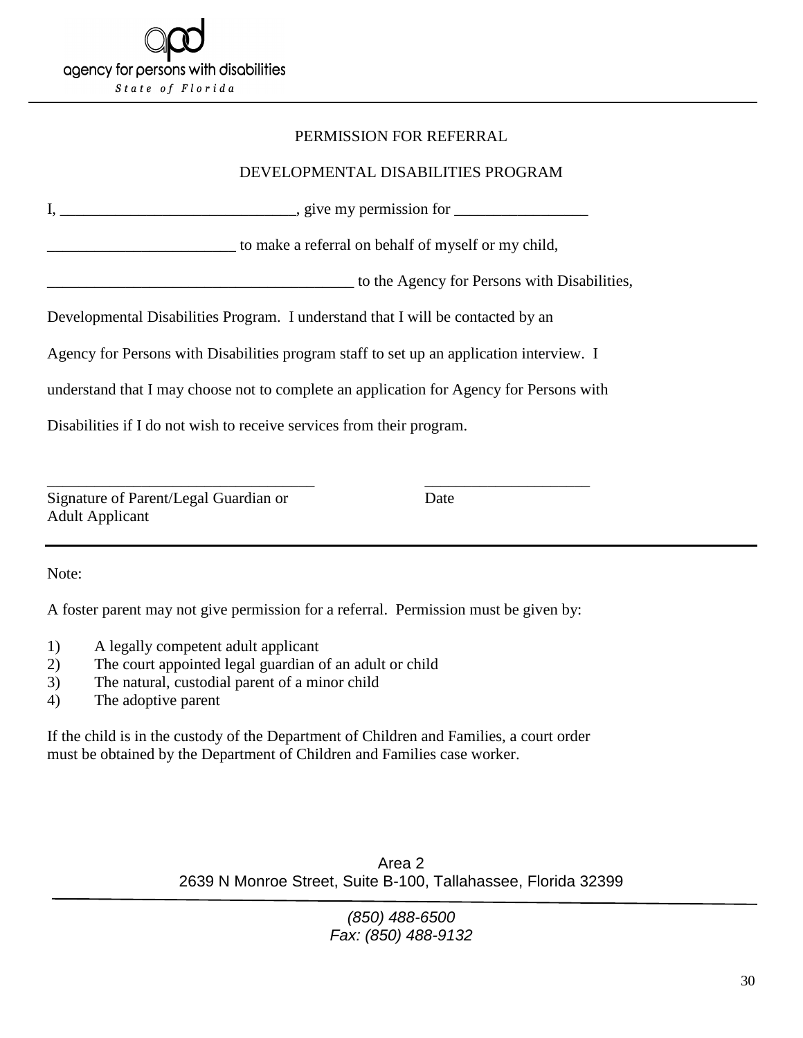agency for persons with disabilities

*State of Florida*

PERMISSION FOR REFERRAL

DEVELOPMENTAL DISABILITIES PROGRAM

I, ______________________________, give my permission for _________________

________________________ to make a referral on behalf of myself or my child,

_______________________________________ to the Agency for Persons with Disabilities,

Developmental Disabilities Program. I understand that I will be contacted by an Agency for Persons with Disabilities program staff to set up an application interview. I understand that I may choose not to complete an application for Agency for Persons with Disabilities if I do not wish to receive services from their program.

__________________________________ _____________________

Signature of Parent/Legal Guardian or Adult Applicant          Date

---

Note:

A foster parent may not give permission for a referral. Permission must be given by:

1) A legally competent adult applicant
2) The court appointed legal guardian of an adult or child
3) The natural, custodial parent of a minor child
4) The adoptive parent

If the child is in the custody of the Department of Children and Families, a court order must be obtained by the Department of Children and Families case worker.

Area 2
2639 N Monroe Street, Suite B-100, Tallahassee, Florida 32399

*(850) 488-6500*
*Fax: (850) 488-9132*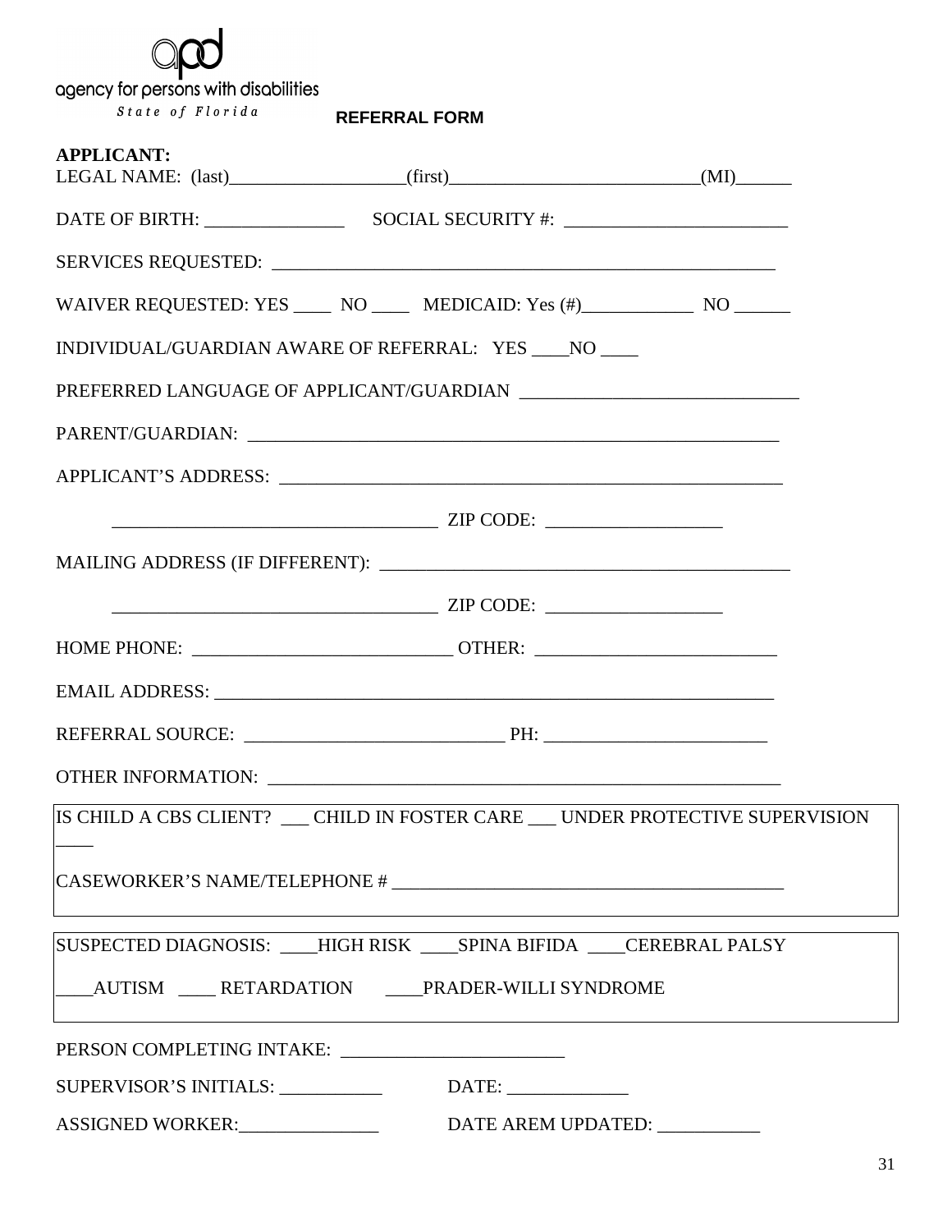agency for persons with disabilities

*State of Florida*

**REFERRAL FORM**

**APPLICANT:**

LEGAL NAME: (last)__________________(first)__________________________(MI)______

DATE OF BIRTH: _______________ SOCIAL SECURITY #: ________________________

SERVICES REQUESTED: _______________________________________________________

WAIVER REQUESTED: YES ____ NO ____ MEDICAID: Yes (#)____________ NO ______

INDIVIDUAL/GUARDIAN AWARE OF REFERRAL: YES ____NO ____

PREFERRED LANGUAGE OF APPLICANT/GUARDIAN ______________________________

PARENT/GUARDIAN: __________________________________________________________

APPLICANT'S ADDRESS: _______________________________________________________

__________________________________ ZIP CODE: ___________________

MAILING ADDRESS (IF DIFFERENT): ____________________________________________

__________________________________ ZIP CODE: ___________________

HOME PHONE: ___________________________ OTHER: __________________________

EMAIL ADDRESS: _____________________________________________________________

REFERRAL SOURCE: ___________________________ PH: ________________________

OTHER INFORMATION: _________________________________________________________

IS CHILD A CBS CLIENT? ___ CHILD IN FOSTER CARE ___ UNDER PROTECTIVE SUPERVISION ____

CASEWORKER'S NAME/TELEPHONE # _________________________________________

SUSPECTED DIAGNOSIS: ____HIGH RISK ____SPINA BIFIDA ____CEREBRAL PALSY

____AUTISM ____ RETARDATION ____PRADER-WILLI SYNDROME

PERSON COMPLETING INTAKE: ________________________

SUPERVISOR'S INITIALS: ___________ DATE: _____________

ASSIGNED WORKER:_______________ DATE AREM UPDATED: ___________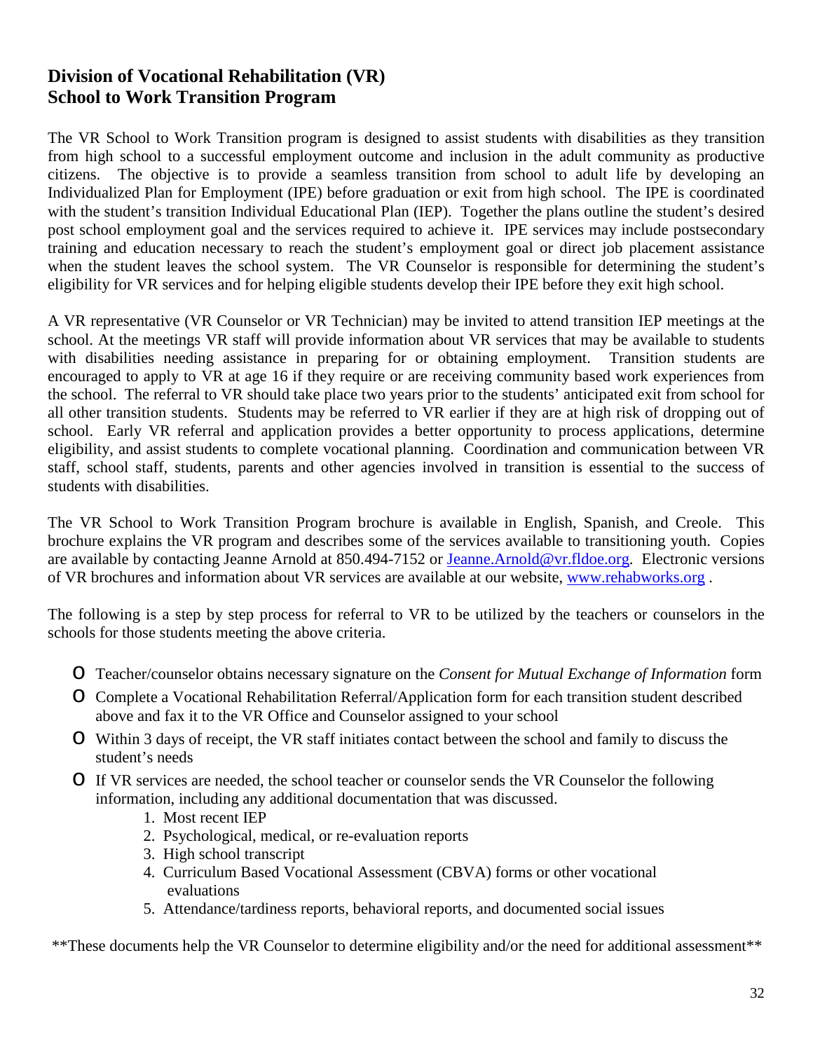## Division of Vocational Rehabilitation (VR) School to Work Transition Program

The VR School to Work Transition program is designed to assist students with disabilities as they transition from high school to a successful employment outcome and inclusion in the adult community as productive citizens. The objective is to provide a seamless transition from school to adult life by developing an Individualized Plan for Employment (IPE) before graduation or exit from high school. The IPE is coordinated with the student's transition Individual Educational Plan (IEP). Together the plans outline the student's desired post school employment goal and the services required to achieve it. IPE services may include postsecondary training and education necessary to reach the student's employment goal or direct job placement assistance when the student leaves the school system. The VR Counselor is responsible for determining the student's eligibility for VR services and for helping eligible students develop their IPE before they exit high school.

A VR representative (VR Counselor or VR Technician) may be invited to attend transition IEP meetings at the school. At the meetings VR staff will provide information about VR services that may be available to students with disabilities needing assistance in preparing for or obtaining employment. Transition students are encouraged to apply to VR at age 16 if they require or are receiving community based work experiences from the school. The referral to VR should take place two years prior to the students' anticipated exit from school for all other transition students. Students may be referred to VR earlier if they are at high risk of dropping out of school. Early VR referral and application provides a better opportunity to process applications, determine eligibility, and assist students to complete vocational planning. Coordination and communication between VR staff, school staff, students, parents and other agencies involved in transition is essential to the success of students with disabilities.

The VR School to Work Transition Program brochure is available in English, Spanish, and Creole. This brochure explains the VR program and describes some of the services available to transitioning youth. Copies are available by contacting Jeanne Arnold at 850.494-7152 or [Jeanne.Arnold@vr.fldoe.org](mailto:Jeanne.Arnold@vr.fldoe.org). Electronic versions of VR brochures and information about VR services are available at our website, [www.rehabworks.org](http://www.rehabworks.org) .

The following is a step by step process for referral to VR to be utilized by the teachers or counselors in the schools for those students meeting the above criteria.

- Teacher/counselor obtains necessary signature on the *Consent for Mutual Exchange of Information* form
- Complete a Vocational Rehabilitation Referral/Application form for each transition student described above and fax it to the VR Office and Counselor assigned to your school
- Within 3 days of receipt, the VR staff initiates contact between the school and family to discuss the student's needs
- If VR services are needed, the school teacher or counselor sends the VR Counselor the following information, including any additional documentation that was discussed.
    1. Most recent IEP
    2. Psychological, medical, or re-evaluation reports
    3. High school transcript
    4. Curriculum Based Vocational Assessment (CBVA) forms or other vocational evaluations
    5. Attendance/tardiness reports, behavioral reports, and documented social issues

\*\*These documents help the VR Counselor to determine eligibility and/or the need for additional assessment\*\*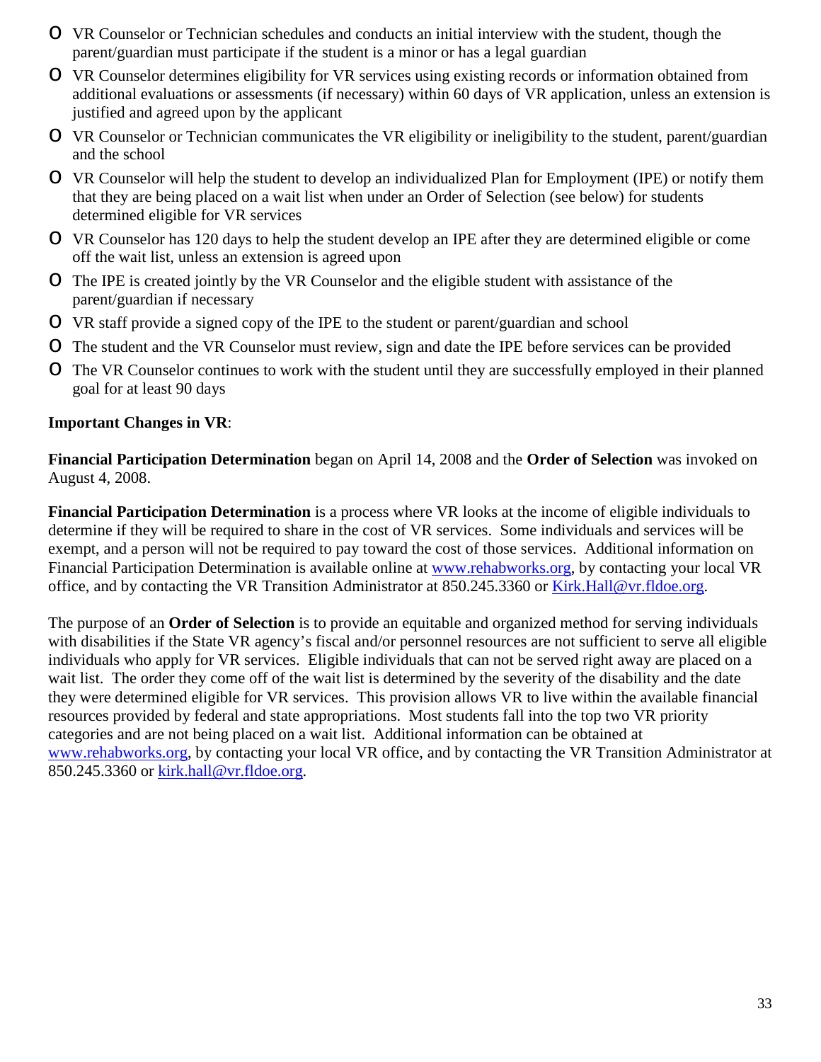- VR Counselor or Technician schedules and conducts an initial interview with the student, though the parent/guardian must participate if the student is a minor or has a legal guardian
- VR Counselor determines eligibility for VR services using existing records or information obtained from additional evaluations or assessments (if necessary) within 60 days of VR application, unless an extension is justified and agreed upon by the applicant
- VR Counselor or Technician communicates the VR eligibility or ineligibility to the student, parent/guardian and the school
- VR Counselor will help the student to develop an individualized Plan for Employment (IPE) or notify them that they are being placed on a wait list when under an Order of Selection (see below) for students determined eligible for VR services
- VR Counselor has 120 days to help the student develop an IPE after they are determined eligible or come off the wait list, unless an extension is agreed upon
- The IPE is created jointly by the VR Counselor and the eligible student with assistance of the parent/guardian if necessary
- VR staff provide a signed copy of the IPE to the student or parent/guardian and school
- The student and the VR Counselor must review, sign and date the IPE before services can be provided
- The VR Counselor continues to work with the student until they are successfully employed in their planned goal for at least 90 days

**Important Changes in VR**:

**Financial Participation Determination** began on April 14, 2008 and the **Order of Selection** was invoked on August 4, 2008.

**Financial Participation Determination** is a process where VR looks at the income of eligible individuals to determine if they will be required to share in the cost of VR services. Some individuals and services will be exempt, and a person will not be required to pay toward the cost of those services. Additional information on Financial Participation Determination is available online at www.rehabworks.org, by contacting your local VR office, and by contacting the VR Transition Administrator at 850.245.3360 or Kirk.Hall@vr.fldoe.org.

The purpose of an **Order of Selection** is to provide an equitable and organized method for serving individuals with disabilities if the State VR agency's fiscal and/or personnel resources are not sufficient to serve all eligible individuals who apply for VR services. Eligible individuals that can not be served right away are placed on a wait list. The order they come off of the wait list is determined by the severity of the disability and the date they were determined eligible for VR services. This provision allows VR to live within the available financial resources provided by federal and state appropriations. Most students fall into the top two VR priority categories and are not being placed on a wait list. Additional information can be obtained at www.rehabworks.org, by contacting your local VR office, and by contacting the VR Transition Administrator at 850.245.3360 or kirk.hall@vr.fldoe.org.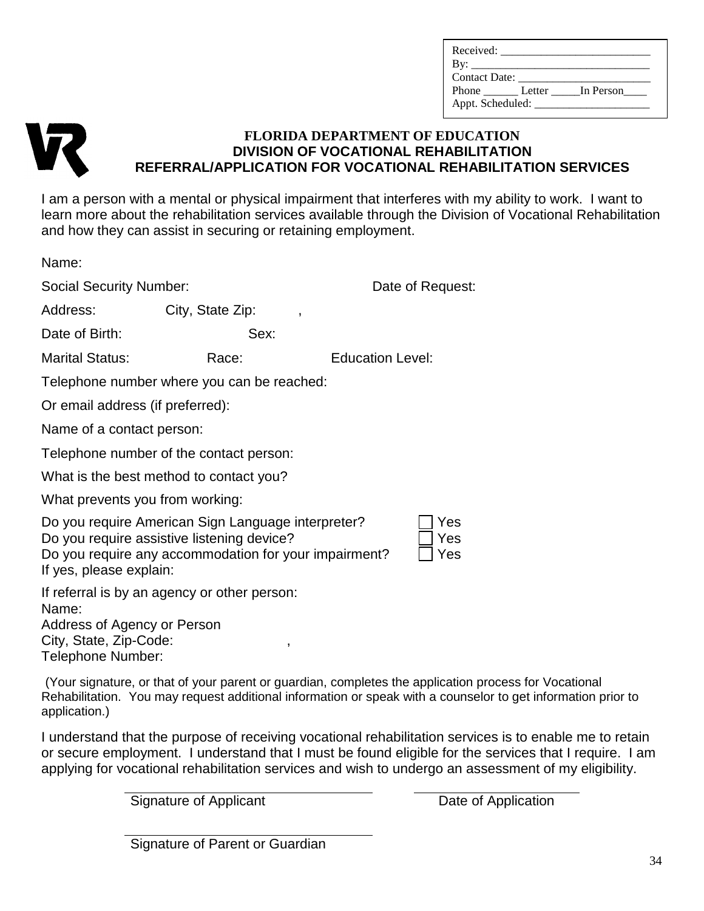Received: ___________________________
By: ________________________________
Contact Date: _______________________
Phone ______ Letter _____In Person____
Appt. Scheduled: ____________________

**FLORIDA DEPARTMENT OF EDUCATION**
**DIVISION OF VOCATIONAL REHABILITATION**
**REFERRAL/APPLICATION FOR VOCATIONAL REHABILITATION SERVICES**

I am a person with a mental or physical impairment that interferes with my ability to work. I want to learn more about the rehabilitation services available through the Division of Vocational Rehabilitation and how they can assist in securing or retaining employment.

Name:

Social Security Number: Date of Request:

Address: City, State Zip: ,

Date of Birth: Sex:

Marital Status: Race: Education Level:

Telephone number where you can be reached:

Or email address (if preferred):

Name of a contact person:

Telephone number of the contact person:

What is the best method to contact you?

What prevents you from working:

Do you require American Sign Language interpreter? ☐ Yes
Do you require assistive listening device? ☐ Yes
Do you require any accommodation for your impairment? ☐ Yes
If yes, please explain:

If referral is by an agency or other person:
Name:
Address of Agency or Person
City, State, Zip-Code: ,
Telephone Number:

(Your signature, or that of your parent or guardian, completes the application process for Vocational Rehabilitation. You may request additional information or speak with a counselor to get information prior to application.)

I understand that the purpose of receiving vocational rehabilitation services is to enable me to retain or secure employment. I understand that I must be found eligible for the services that I require. I am applying for vocational rehabilitation services and wish to undergo an assessment of my eligibility.

______________________________ ____________________
Signature of Applicant Date of Application

______________________________
Signature of Parent or Guardian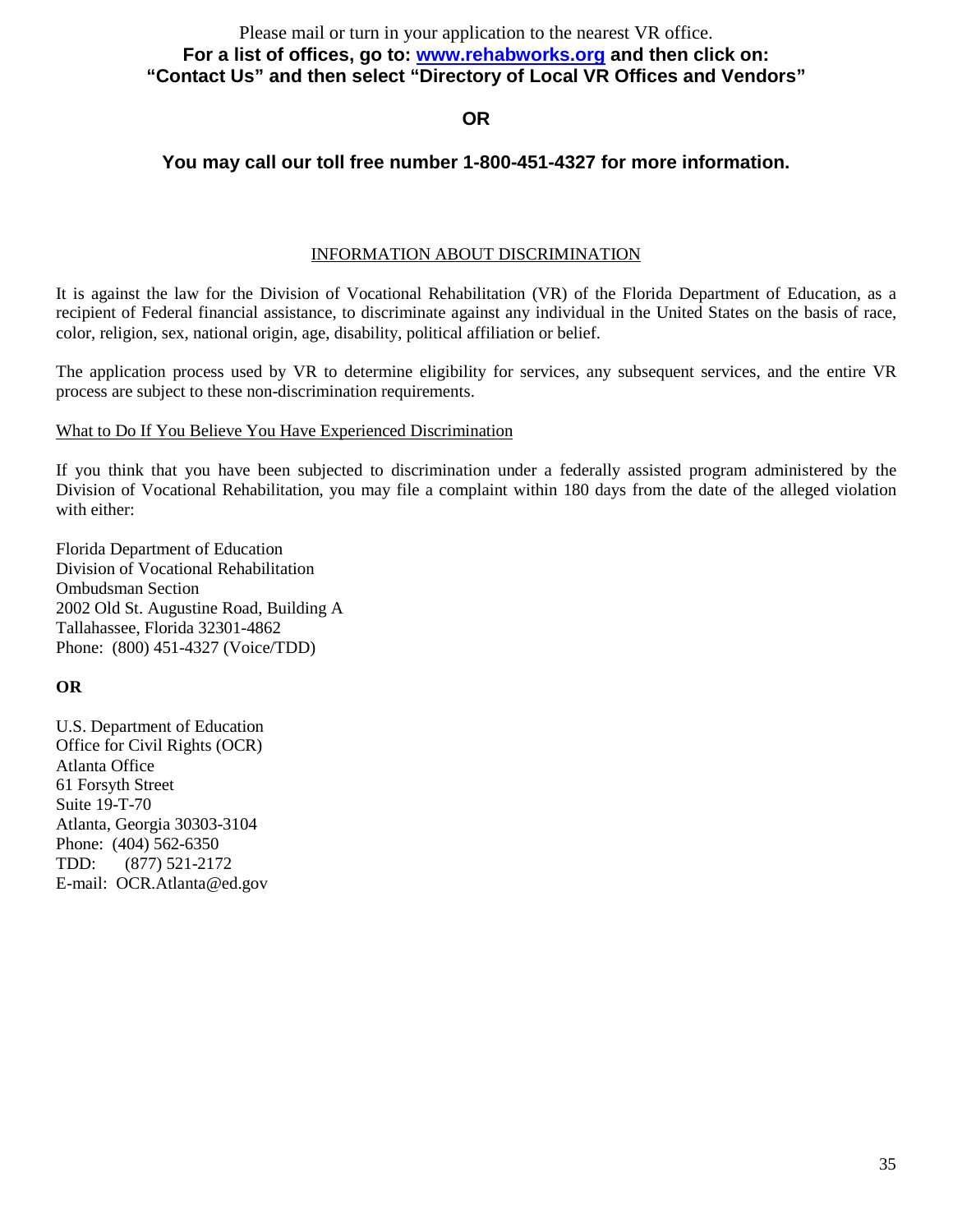Please mail or turn in your application to the nearest VR office.

**For a list of offices, go to: [www.rehabworks.org](http://www.rehabworks.org) and then click on: "Contact Us" and then select "Directory of Local VR Offices and Vendors"**

**OR**

**You may call our toll free number 1-800-451-4327 for more information.**

## INFORMATION ABOUT DISCRIMINATION

It is against the law for the Division of Vocational Rehabilitation (VR) of the Florida Department of Education, as a recipient of Federal financial assistance, to discriminate against any individual in the United States on the basis of race, color, religion, sex, national origin, age, disability, political affiliation or belief.

The application process used by VR to determine eligibility for services, any subsequent services, and the entire VR process are subject to these non-discrimination requirements.

### What to Do If You Believe You Have Experienced Discrimination

If you think that you have been subjected to discrimination under a federally assisted program administered by the Division of Vocational Rehabilitation, you may file a complaint within 180 days from the date of the alleged violation with either:

Florida Department of Education  
Division of Vocational Rehabilitation  
Ombudsman Section  
2002 Old St. Augustine Road, Building A  
Tallahassee, Florida 32301-4862  
Phone: (800) 451-4327 (Voice/TDD)

**OR**

U.S. Department of Education  
Office for Civil Rights (OCR)  
Atlanta Office  
61 Forsyth Street  
Suite 19-T-70  
Atlanta, Georgia 30303-3104  
Phone: (404) 562-6350  
TDD: (877) 521-2172  
E-mail: OCR.Atlanta@ed.gov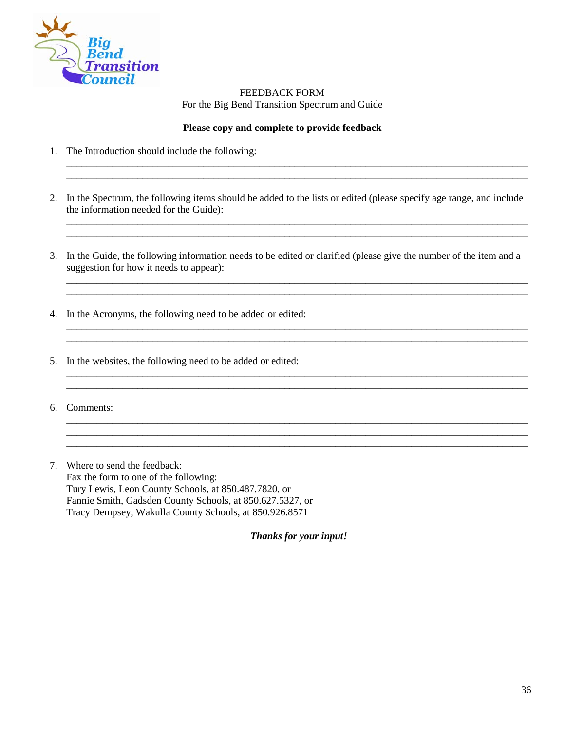FEEDBACK FORM
For the Big Bend Transition Spectrum and Guide

**Please copy and complete to provide feedback**

1. The Introduction should include the following:
_______________________________________________________________________________________
_______________________________________________________________________________________

2. In the Spectrum, the following items should be added to the lists or edited (please specify age range, and include the information needed for the Guide):
_______________________________________________________________________________________
_______________________________________________________________________________________

3. In the Guide, the following information needs to be edited or clarified (please give the number of the item and a suggestion for how it needs to appear):
_______________________________________________________________________________________
_______________________________________________________________________________________

4. In the Acronyms, the following need to be added or edited:
_______________________________________________________________________________________
_______________________________________________________________________________________

5. In the websites, the following need to be added or edited:
_______________________________________________________________________________________
_______________________________________________________________________________________

6. Comments:
_______________________________________________________________________________________
_______________________________________________________________________________________
_______________________________________________________________________________________

7. Where to send the feedback:
Fax the form to one of the following:
Tury Lewis, Leon County Schools, at 850.487.7820, or
Fannie Smith, Gadsden County Schools, at 850.627.5327, or
Tracy Dempsey, Wakulla County Schools, at 850.926.8571

***Thanks for your input!***